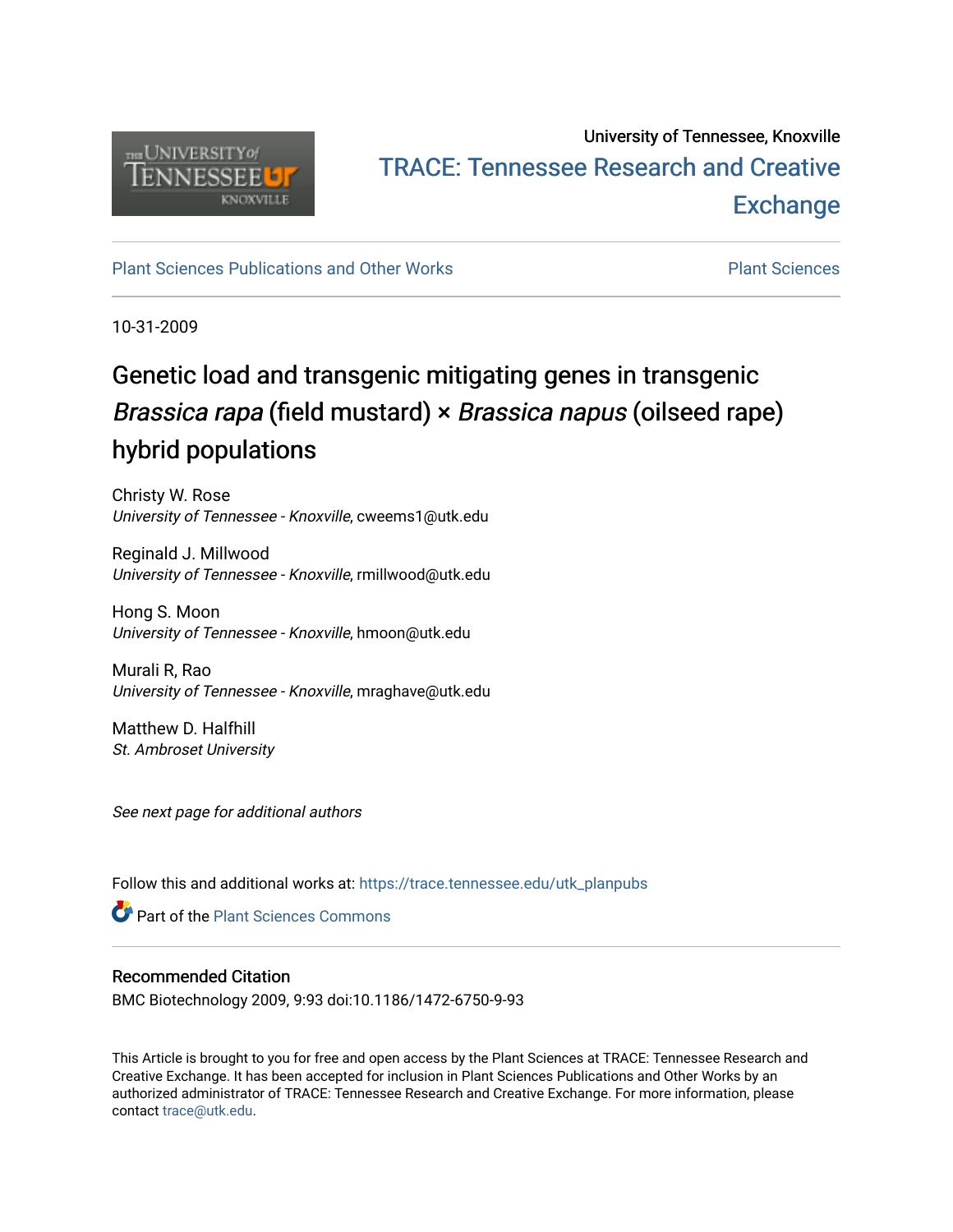University of Tennessee, Knoxville

TRACE: Tennessee Research and Creative Exchange

Plant Sciences Publications and Other Works

Plant Sciences

10-31-2009

# Genetic load and transgenic mitigating genes in transgenic *Brassica rapa* (field mustard) × *Brassica napus* (oilseed rape) hybrid populations

Christy W. Rose
*University of Tennessee - Knoxville*, cweems1@utk.edu

Reginald J. Millwood
*University of Tennessee - Knoxville*, rmillwood@utk.edu

Hong S. Moon
*University of Tennessee - Knoxville*, hmoon@utk.edu

Murali R, Rao
*University of Tennessee - Knoxville*, mraghave@utk.edu

Matthew D. Halfhill
*St. Ambroset University*

*See next page for additional authors*

Follow this and additional works at: https://trace.tennessee.edu/utk_planpubs

Part of the Plant Sciences Commons

## Recommended Citation

BMC Biotechnology 2009, 9:93 doi:10.1186/1472-6750-9-93

This Article is brought to you for free and open access by the Plant Sciences at TRACE: Tennessee Research and Creative Exchange. It has been accepted for inclusion in Plant Sciences Publications and Other Works by an authorized administrator of TRACE: Tennessee Research and Creative Exchange. For more information, please contact trace@utk.edu.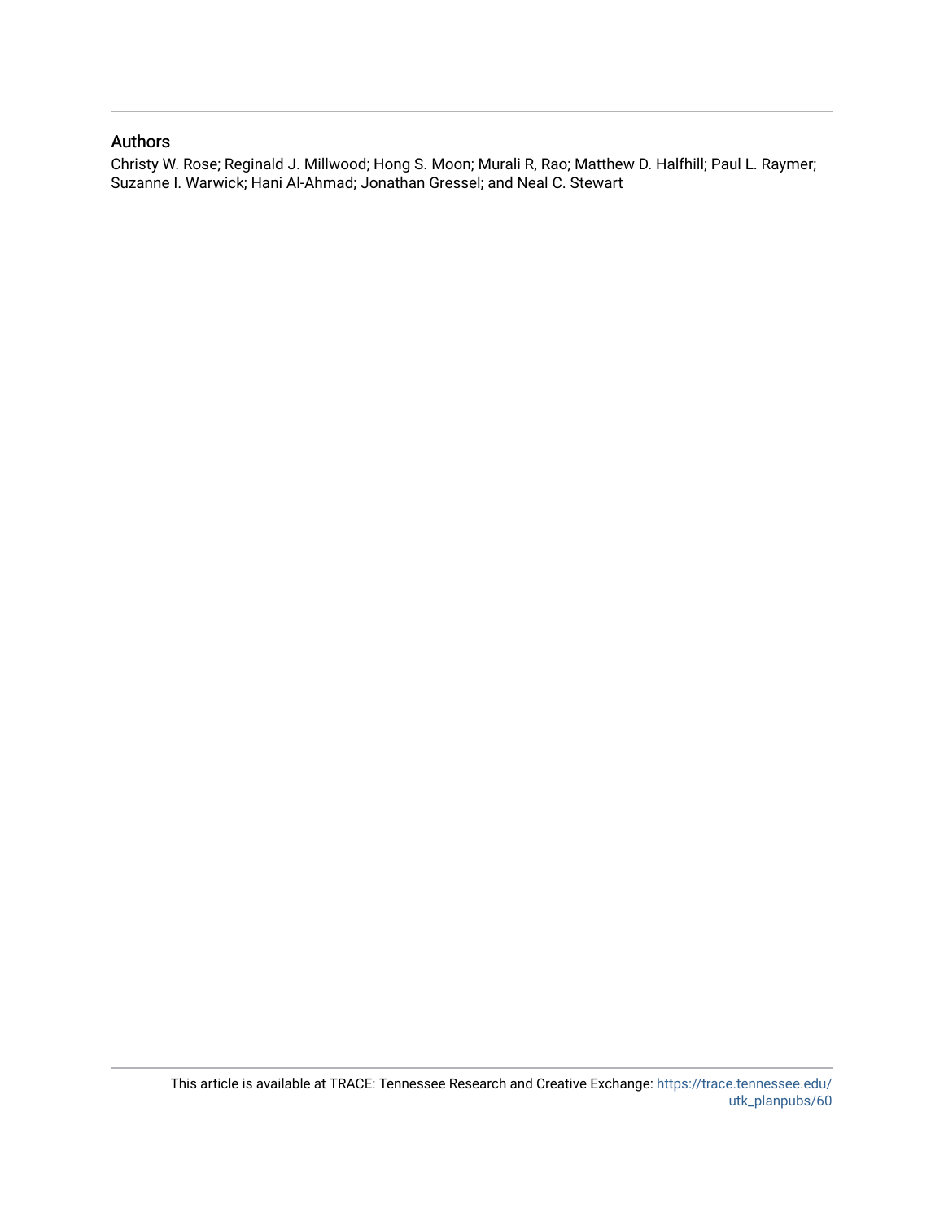## Authors

Christy W. Rose; Reginald J. Millwood; Hong S. Moon; Murali R, Rao; Matthew D. Halfhill; Paul L. Raymer; Suzanne I. Warwick; Hani Al-Ahmad; Jonathan Gressel; and Neal C. Stewart

This article is available at TRACE: Tennessee Research and Creative Exchange: https://trace.tennessee.edu/utk_planpubs/60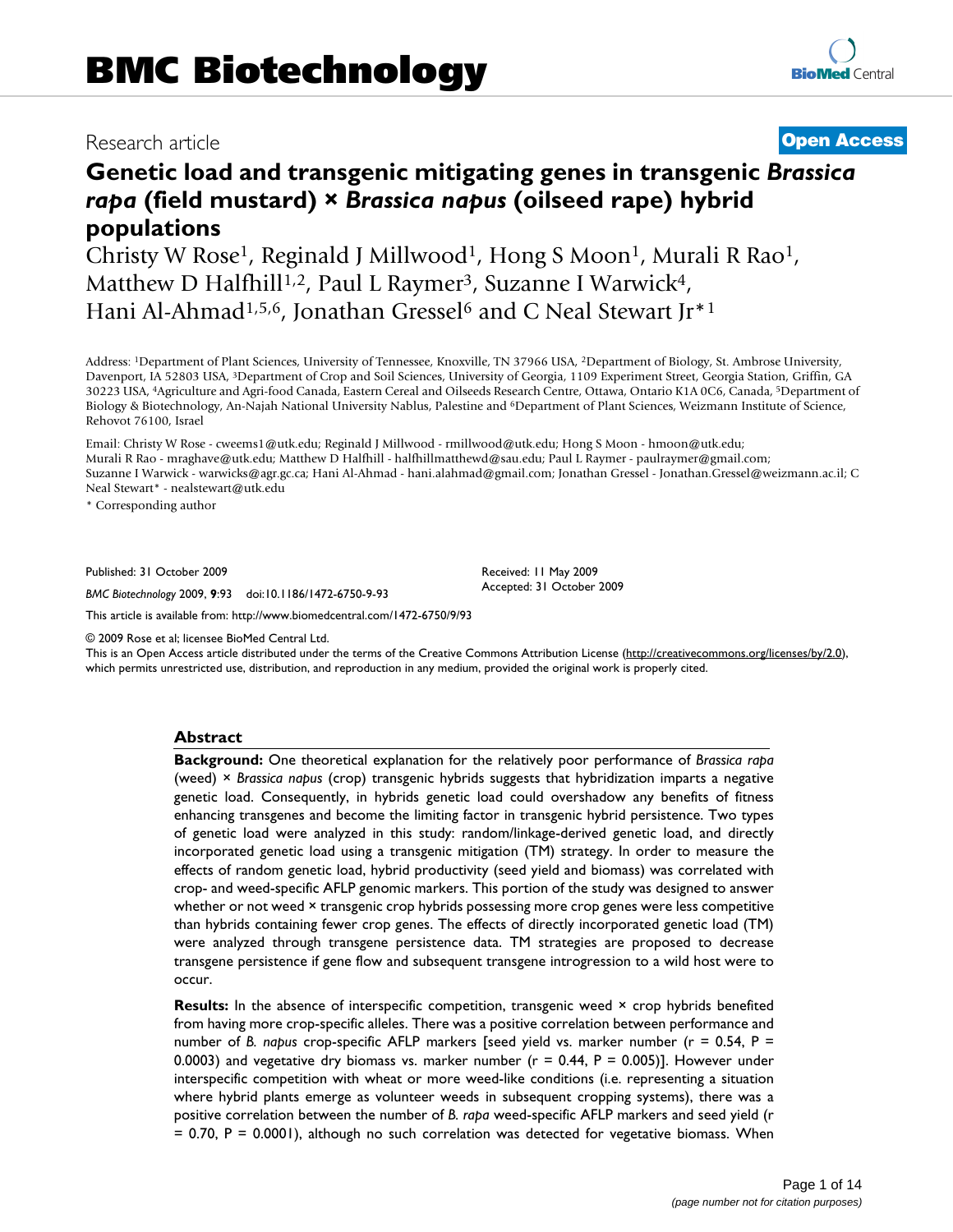# BMC Biotechnology

Research article

**Open Access**

# Genetic load and transgenic mitigating genes in transgenic *Brassica rapa* (field mustard) × *Brassica napus* (oilseed rape) hybrid populations

Christy W Rose[1], Reginald J Millwood[1], Hong S Moon[1], Murali R Rao[1], Matthew D Halfhill[1,2], Paul L Raymer[3], Suzanne I Warwick[4], Hani Al-Ahmad[1,5,6], Jonathan Gressel[6] and C Neal Stewart Jr*[1]

Address: [1]Department of Plant Sciences, University of Tennessee, Knoxville, TN 37966 USA, [2]Department of Biology, St. Ambrose University, Davenport, IA 52803 USA, [3]Department of Crop and Soil Sciences, University of Georgia, 1109 Experiment Street, Georgia Station, Griffin, GA 30223 USA, [4]Agriculture and Agri-food Canada, Eastern Cereal and Oilseeds Research Centre, Ottawa, Ontario K1A 0C6, Canada, [5]Department of Biology & Biotechnology, An-Najah National University Nablus, Palestine and [6]Department of Plant Sciences, Weizmann Institute of Science, Rehovot 76100, Israel

Email: Christy W Rose - cweems1@utk.edu; Reginald J Millwood - rmillwood@utk.edu; Hong S Moon - hmoon@utk.edu; Murali R Rao - mraghave@utk.edu; Matthew D Halfhill - halfhillmatthewd@sau.edu; Paul L Raymer - paulraymer@gmail.com; Suzanne I Warwick - warwicks@agr.gc.ca; Hani Al-Ahmad - hani.alahmad@gmail.com; Jonathan Gressel - Jonathan.Gressel@weizmann.ac.il; C Neal Stewart* - nealstewart@utk.edu

\* Corresponding author

Published: 31 October 2009

*BMC Biotechnology* 2009, **9**:93 doi:10.1186/1472-6750-9-93

Received: 11 May 2009
Accepted: 31 October 2009

This article is available from: http://www.biomedcentral.com/1472-6750/9/93

© 2009 Rose et al; licensee BioMed Central Ltd.

This is an Open Access article distributed under the terms of the Creative Commons Attribution License (http://creativecommons.org/licenses/by/2.0), which permits unrestricted use, distribution, and reproduction in any medium, provided the original work is properly cited.

## Abstract

**Background:** One theoretical explanation for the relatively poor performance of *Brassica rapa* (weed) × *Brassica napus* (crop) transgenic hybrids suggests that hybridization imparts a negative genetic load. Consequently, in hybrids genetic load could overshadow any benefits of fitness enhancing transgenes and become the limiting factor in transgenic hybrid persistence. Two types of genetic load were analyzed in this study: random/linkage-derived genetic load, and directly incorporated genetic load using a transgenic mitigation (TM) strategy. In order to measure the effects of random genetic load, hybrid productivity (seed yield and biomass) was correlated with crop- and weed-specific AFLP genomic markers. This portion of the study was designed to answer whether or not weed × transgenic crop hybrids possessing more crop genes were less competitive than hybrids containing fewer crop genes. The effects of directly incorporated genetic load (TM) were analyzed through transgene persistence data. TM strategies are proposed to decrease transgene persistence if gene flow and subsequent transgene introgression to a wild host were to occur.

**Results:** In the absence of interspecific competition, transgenic weed × crop hybrids benefited from having more crop-specific alleles. There was a positive correlation between performance and number of *B. napus* crop-specific AFLP markers [seed yield vs. marker number ($r = 0.54$, $P = 0.0003$) and vegetative dry biomass vs. marker number ($r = 0.44$, $P = 0.005$)]. However under interspecific competition with wheat or more weed-like conditions (i.e. representing a situation where hybrid plants emerge as volunteer weeds in subsequent cropping systems), there was a positive correlation between the number of *B. rapa* weed-specific AFLP markers and seed yield ($r = 0.70$, $P = 0.0001$), although no such correlation was detected for vegetative biomass. When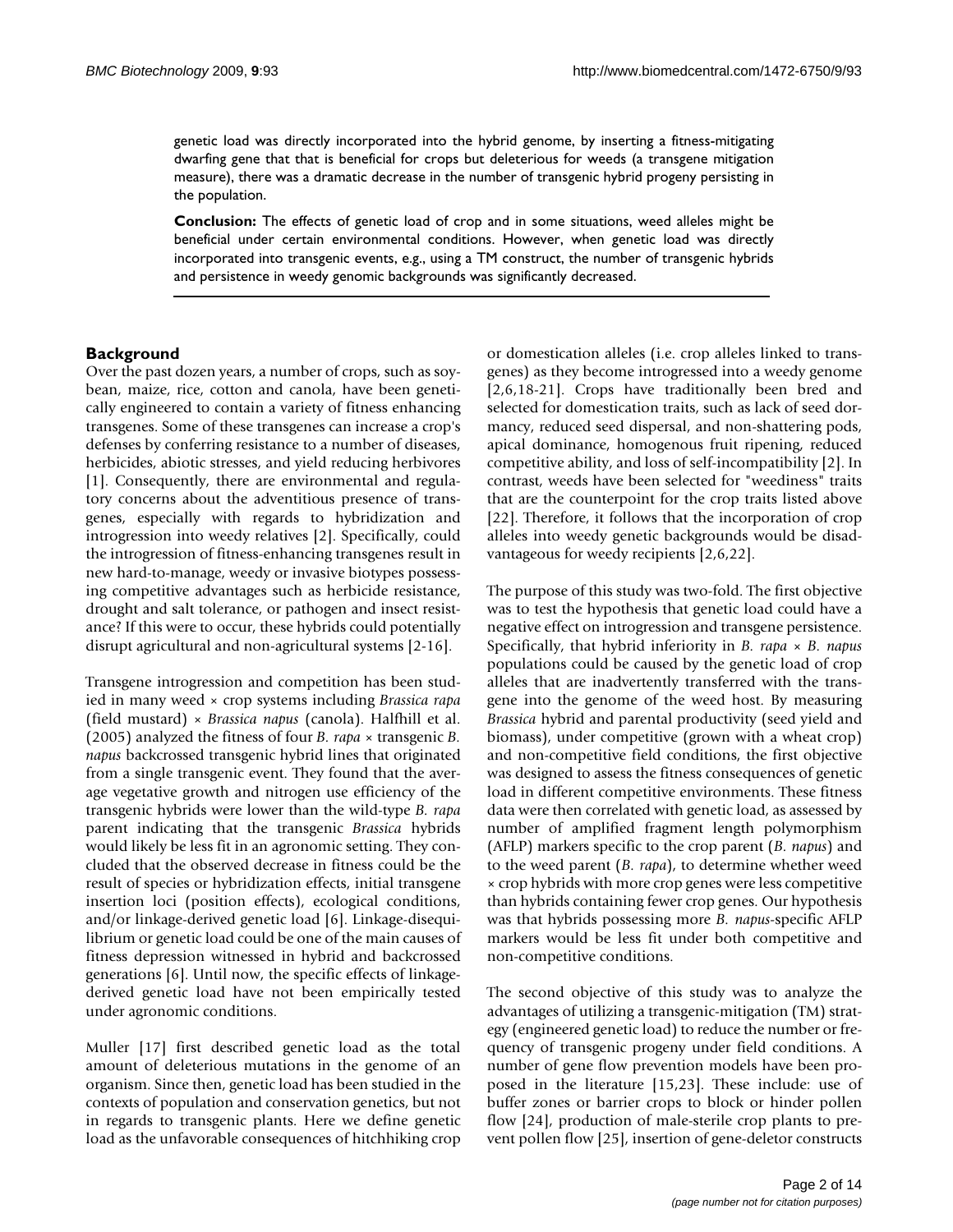genetic load was directly incorporated into the hybrid genome, by inserting a fitness-mitigating dwarfing gene that that is beneficial for crops but deleterious for weeds (a transgene mitigation measure), there was a dramatic decrease in the number of transgenic hybrid progeny persisting in the population.

**Conclusion:** The effects of genetic load of crop and in some situations, weed alleles might be beneficial under certain environmental conditions. However, when genetic load was directly incorporated into transgenic events, e.g., using a TM construct, the number of transgenic hybrids and persistence in weedy genomic backgrounds was significantly decreased.

## Background

Over the past dozen years, a number of crops, such as soybean, maize, rice, cotton and canola, have been genetically engineered to contain a variety of fitness enhancing transgenes. Some of these transgenes can increase a crop's defenses by conferring resistance to a number of diseases, herbicides, abiotic stresses, and yield reducing herbivores [1]. Consequently, there are environmental and regulatory concerns about the adventitious presence of transgenes, especially with regards to hybridization and introgression into weedy relatives [2]. Specifically, could the introgression of fitness-enhancing transgenes result in new hard-to-manage, weedy or invasive biotypes possessing competitive advantages such as herbicide resistance, drought and salt tolerance, or pathogen and insect resistance? If this were to occur, these hybrids could potentially disrupt agricultural and non-agricultural systems [2-16].

Transgene introgression and competition has been studied in many weed × crop systems including *Brassica rapa* (field mustard) × *Brassica napus* (canola). Halfhill et al. (2005) analyzed the fitness of four *B. rapa* × transgenic *B. napus* backcrossed transgenic hybrid lines that originated from a single transgenic event. They found that the average vegetative growth and nitrogen use efficiency of the transgenic hybrids were lower than the wild-type *B. rapa* parent indicating that the transgenic *Brassica* hybrids would likely be less fit in an agronomic setting. They concluded that the observed decrease in fitness could be the result of species or hybridization effects, initial transgene insertion loci (position effects), ecological conditions, and/or linkage-derived genetic load [6]. Linkage-disequilibrium or genetic load could be one of the main causes of fitness depression witnessed in hybrid and backcrossed generations [6]. Until now, the specific effects of linkage-derived genetic load have not been empirically tested under agronomic conditions.

Muller [17] first described genetic load as the total amount of deleterious mutations in the genome of an organism. Since then, genetic load has been studied in the contexts of population and conservation genetics, but not in regards to transgenic plants. Here we define genetic load as the unfavorable consequences of hitchhiking crop or domestication alleles (i.e. crop alleles linked to transgenes) as they become introgressed into a weedy genome [2,6,18-21]. Crops have traditionally been bred and selected for domestication traits, such as lack of seed dormancy, reduced seed dispersal, and non-shattering pods, apical dominance, homogenous fruit ripening, reduced competitive ability, and loss of self-incompatibility [2]. In contrast, weeds have been selected for "weediness" traits that are the counterpoint for the crop traits listed above [22]. Therefore, it follows that the incorporation of crop alleles into weedy genetic backgrounds would be disadvantageous for weedy recipients [2,6,22].

The purpose of this study was two-fold. The first objective was to test the hypothesis that genetic load could have a negative effect on introgression and transgene persistence. Specifically, that hybrid inferiority in *B. rapa* × *B. napus* populations could be caused by the genetic load of crop alleles that are inadvertently transferred with the transgene into the genome of the weed host. By measuring *Brassica* hybrid and parental productivity (seed yield and biomass), under competitive (grown with a wheat crop) and non-competitive field conditions, the first objective was designed to assess the fitness consequences of genetic load in different competitive environments. These fitness data were then correlated with genetic load, as assessed by number of amplified fragment length polymorphism (AFLP) markers specific to the crop parent (*B. napus*) and to the weed parent (*B. rapa*), to determine whether weed × crop hybrids with more crop genes were less competitive than hybrids containing fewer crop genes. Our hypothesis was that hybrids possessing more *B. napus*-specific AFLP markers would be less fit under both competitive and non-competitive conditions.

The second objective of this study was to analyze the advantages of utilizing a transgenic-mitigation (TM) strategy (engineered genetic load) to reduce the number or frequency of transgenic progeny under field conditions. A number of gene flow prevention models have been proposed in the literature [15,23]. These include: use of buffer zones or barrier crops to block or hinder pollen flow [24], production of male-sterile crop plants to prevent pollen flow [25], insertion of gene-deletor constructs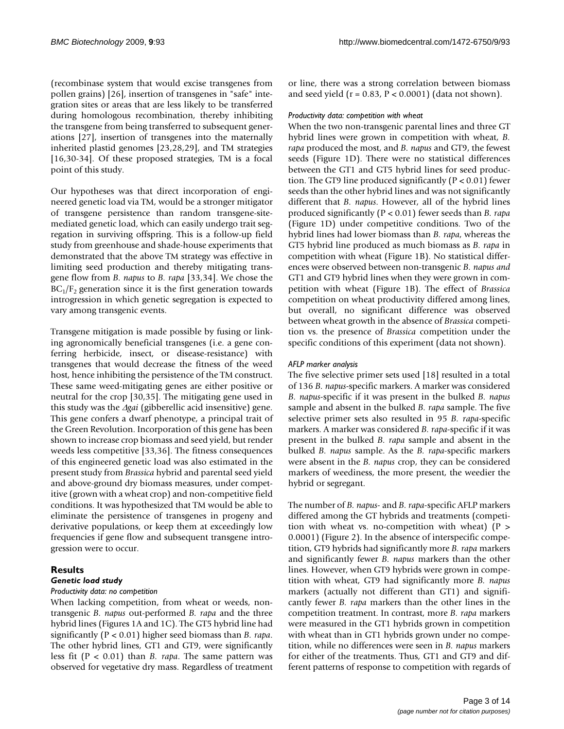(recombinase system that would excise transgenes from pollen grains) [26], insertion of transgenes in "safe" integration sites or areas that are less likely to be transferred during homologous recombination, thereby inhibiting the transgene from being transferred to subsequent generations [27], insertion of transgenes into the maternally inherited plastid genomes [23,28,29], and TM strategies [16,30-34]. Of these proposed strategies, TM is a focal point of this study.

Our hypotheses was that direct incorporation of engineered genetic load via TM, would be a stronger mitigator of transgene persistence than random transgene-site-mediated genetic load, which can easily undergo trait segregation in surviving offspring. This is a follow-up field study from greenhouse and shade-house experiments that demonstrated that the above TM strategy was effective in limiting seed production and thereby mitigating transgene flow from *B. napus* to *B. rapa* [33,34]. We chose the $BC_1/F_2$ generation since it is the first generation towards introgression in which genetic segregation is expected to vary among transgenic events.

Transgene mitigation is made possible by fusing or linking agronomically beneficial transgenes (i.e. a gene conferring herbicide, insect, or disease-resistance) with transgenes that would decrease the fitness of the weed host, hence inhibiting the persistence of the TM construct. These same weed-mitigating genes are either positive or neutral for the crop [30,35]. The mitigating gene used in this study was the *Δgai* (gibberellic acid insensitive) gene. This gene confers a dwarf phenotype, a principal trait of the Green Revolution. Incorporation of this gene has been shown to increase crop biomass and seed yield, but render weeds less competitive [33,36]. The fitness consequences of this engineered genetic load was also estimated in the present study from *Brassica* hybrid and parental seed yield and above-ground dry biomass measures, under competitive (grown with a wheat crop) and non-competitive field conditions. It was hypothesized that TM would be able to eliminate the persistence of transgenes in progeny and derivative populations, or keep them at exceedingly low frequencies if gene flow and subsequent transgene introgression were to occur.

## Results

### Genetic load study

#### *Productivity data: no competition*

When lacking competition, from wheat or weeds, non-transgenic *B. napus* out-performed *B. rapa* and the three hybrid lines (Figures 1A and 1C). The GT5 hybrid line had significantly ($P < 0.01$) higher seed biomass than *B. rapa*. The other hybrid lines, GT1 and GT9, were significantly less fit ($P < 0.01$) than *B. rapa*. The same pattern was observed for vegetative dry mass. Regardless of treatment or line, there was a strong correlation between biomass and seed yield ($r = 0.83$, $P < 0.0001$) (data not shown).

#### *Productivity data: competition with wheat*

When the two non-transgenic parental lines and three GT hybrid lines were grown in competition with wheat, *B. rapa* produced the most, and *B. napus* and GT9, the fewest seeds (Figure 1D). There were no statistical differences between the GT1 and GT5 hybrid lines for seed production. The GT9 line produced significantly ($P < 0.01$) fewer seeds than the other hybrid lines and was not significantly different that *B. napus*. However, all of the hybrid lines produced significantly ($P < 0.01$) fewer seeds than *B. rapa* (Figure 1D) under competitive conditions. Two of the hybrid lines had lower biomass than *B. rapa*, whereas the GT5 hybrid line produced as much biomass as *B. rapa* in competition with wheat (Figure 1B). No statistical differences were observed between non-transgenic *B. napus and* GT1 and GT9 hybrid lines when they were grown in competition with wheat (Figure 1B). The effect of *Brassica* competition on wheat productivity differed among lines, but overall, no significant difference was observed between wheat growth in the absence of *Brassica* competition vs. the presence of *Brassica* competition under the specific conditions of this experiment (data not shown).

#### *AFLP marker analysis*

The five selective primer sets used [18] resulted in a total of 136 *B. napus*-specific markers. A marker was considered *B. napus*-specific if it was present in the bulked *B. napus* sample and absent in the bulked *B. rapa* sample. The five selective primer sets also resulted in 95 *B. rapa*-specific markers. A marker was considered *B. rapa*-specific if it was present in the bulked *B. rapa* sample and absent in the bulked *B. napus* sample. As the *B. rapa*-specific markers were absent in the *B. napus* crop, they can be considered markers of weediness, the more present, the weedier the hybrid or segregant.

The number of *B. napus*- and *B. rapa*-specific AFLP markers differed among the GT hybrids and treatments (competition with wheat vs. no-competition with wheat) ($P > 0.0001$) (Figure 2). In the absence of interspecific competition, GT9 hybrids had significantly more *B. rapa* markers and significantly fewer *B. napus* markers than the other lines. However, when GT9 hybrids were grown in competition with wheat, GT9 had significantly more *B. napus* markers (actually not different than GT1) and significantly fewer *B. rapa* markers than the other lines in the competition treatment. In contrast, more *B. rapa* markers were measured in the GT1 hybrids grown in competition with wheat than in GT1 hybrids grown under no competition, while no differences were seen in *B. napus* markers for either of the treatments. Thus, GT1 and GT9 and different patterns of response to competition with regards of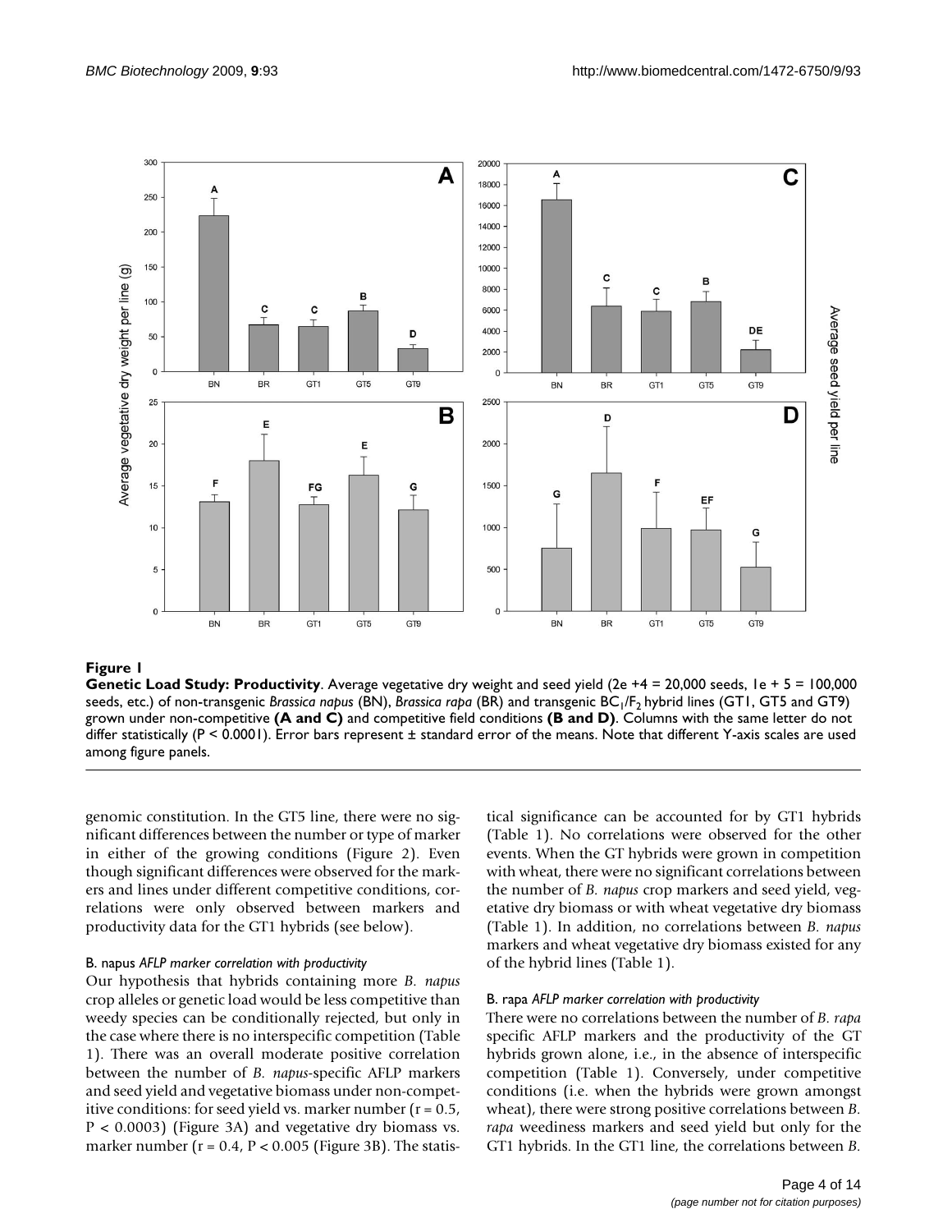**Figure 1**

**Genetic Load Study: Productivity**. Average vegetative dry weight and seed yield (2e +4 = 20,000 seeds, 1e + 5 = 100,000 seeds, etc.) of non-transgenic *Brassica napus* (BN), *Brassica rapa* (BR) and transgenic $BC_1/F_2$ hybrid lines (GT1, GT5 and GT9) grown under non-competitive **(A and C)** and competitive field conditions **(B and D)**. Columns with the same letter do not differ statistically ($P < 0.0001$). Error bars represent ± standard error of the means. Note that different Y-axis scales are used among figure panels.

genomic constitution. In the GT5 line, there were no significant differences between the number or type of marker in either of the growing conditions (Figure 2). Even though significant differences were observed for the markers and lines under different competitive conditions, correlations were only observed between markers and productivity data for the GT1 hybrids (see below).

### B. napus *AFLP marker correlation with productivity*

Our hypothesis that hybrids containing more *B. napus* crop alleles or genetic load would be less competitive than weedy species can be conditionally rejected, but only in the case where there is no interspecific competition (Table 1). There was an overall moderate positive correlation between the number of *B. napus*-specific AFLP markers and seed yield and vegetative biomass under non-competitive conditions: for seed yield vs. marker number ($r = 0.5$, $P < 0.0003$) (Figure 3A) and vegetative dry biomass vs. marker number ($r = 0.4$, $P < 0.005$ (Figure 3B). The statistical significance can be accounted for by GT1 hybrids (Table 1). No correlations were observed for the other events. When the GT hybrids were grown in competition with wheat, there were no significant correlations between the number of *B. napus* crop markers and seed yield, vegetative dry biomass or with wheat vegetative dry biomass (Table 1). In addition, no correlations between *B. napus* markers and wheat vegetative dry biomass existed for any of the hybrid lines (Table 1).

### B. rapa *AFLP marker correlation with productivity*

There were no correlations between the number of *B. rapa* specific AFLP markers and the productivity of the GT hybrids grown alone, i.e., in the absence of interspecific competition (Table 1). Conversely, under competitive conditions (i.e. when the hybrids were grown amongst wheat), there were strong positive correlations between *B. rapa* weediness markers and seed yield but only for the GT1 hybrids. In the GT1 line, the correlations between *B.*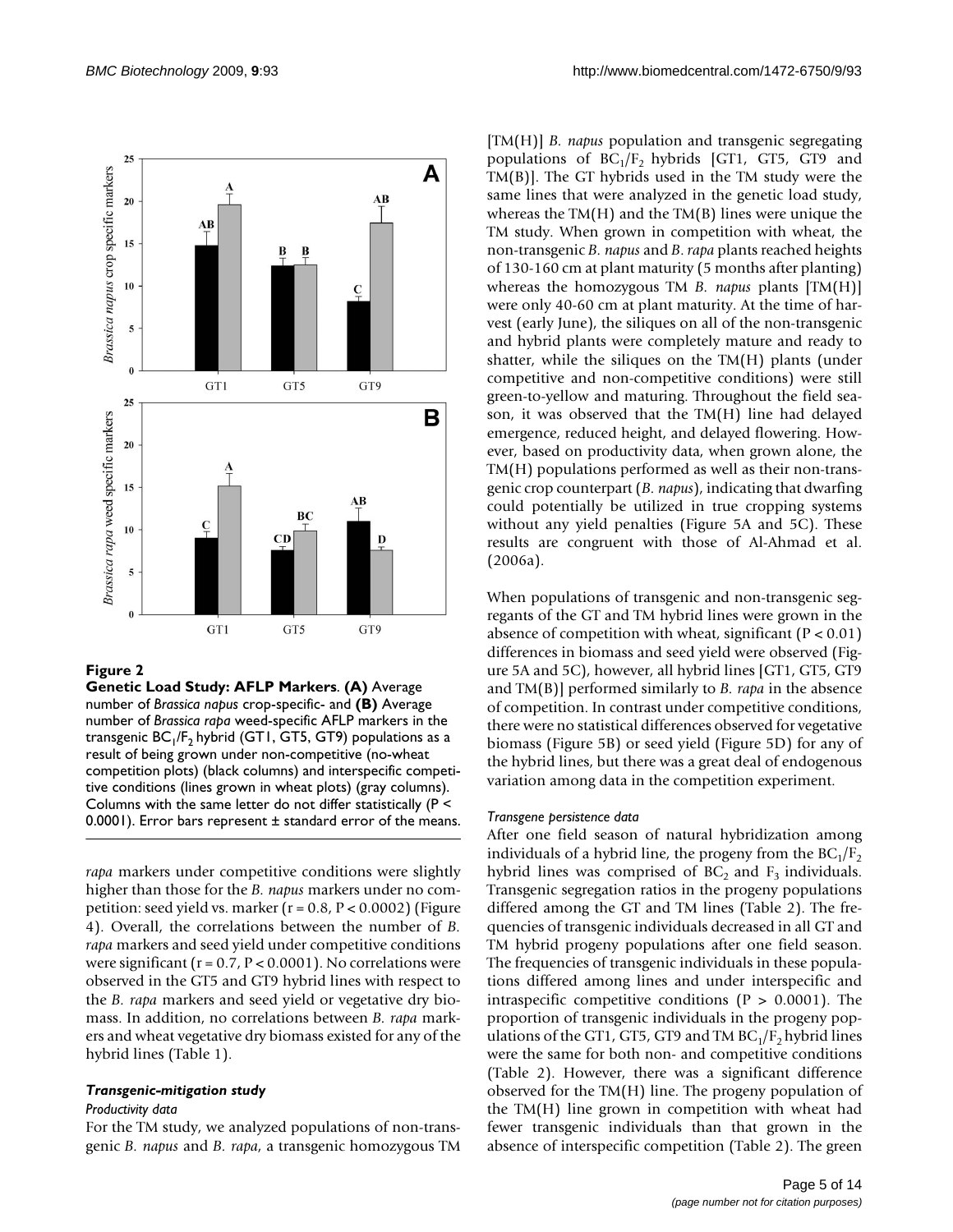**Figure 2**

**Genetic Load Study: AFLP Markers**. **(A)** Average number of *Brassica napus* crop-specific- and **(B)** Average number of *Brassica rapa* weed-specific AFLP markers in the transgenic $BC_1/F_2$ hybrid (GT1, GT5, GT9) populations as a result of being grown under non-competitive (no-wheat competition plots) (black columns) and interspecific competitive conditions (lines grown in wheat plots) (gray columns). Columns with the same letter do not differ statistically ($P < 0.0001$). Error bars represent ± standard error of the means.

*rapa* markers under competitive conditions were slightly higher than those for the *B. napus* markers under no competition: seed yield vs. marker ($r = 0.8$, $P < 0.0002$) (Figure 4). Overall, the correlations between the number of *B. rapa* markers and seed yield under competitive conditions were significant ($r = 0.7$, $P < 0.0001$). No correlations were observed in the GT5 and GT9 hybrid lines with respect to the *B. rapa* markers and seed yield or vegetative dry biomass. In addition, no correlations between *B. rapa* markers and wheat vegetative dry biomass existed for any of the hybrid lines (Table 1).

### *Transgenic-mitigation study*

#### *Productivity data*

For the TM study, we analyzed populations of non-transgenic *B. napus* and *B. rapa*, a transgenic homozygous TM [TM(H)] *B. napus* population and transgenic segregating populations of $BC_1/F_2$ hybrids [GT1, GT5, GT9 and TM(B)]. The GT hybrids used in the TM study were the same lines that were analyzed in the genetic load study, whereas the TM(H) and the TM(B) lines were unique the TM study. When grown in competition with wheat, the non-transgenic *B. napus* and *B. rapa* plants reached heights of 130-160 cm at plant maturity (5 months after planting) whereas the homozygous TM *B. napus* plants [TM(H)] were only 40-60 cm at plant maturity. At the time of harvest (early June), the siliques on all of the non-transgenic and hybrid plants were completely mature and ready to shatter, while the siliques on the TM(H) plants (under competitive and non-competitive conditions) were still green-to-yellow and maturing. Throughout the field season, it was observed that the TM(H) line had delayed emergence, reduced height, and delayed flowering. However, based on productivity data, when grown alone, the TM(H) populations performed as well as their non-transgenic crop counterpart (*B. napus*), indicating that dwarfing could potentially be utilized in true cropping systems without any yield penalties (Figure 5A and 5C). These results are congruent with those of Al-Ahmad et al. (2006a).

When populations of transgenic and non-transgenic segregants of the GT and TM hybrid lines were grown in the absence of competition with wheat, significant ($P < 0.01$) differences in biomass and seed yield were observed (Figure 5A and 5C), however, all hybrid lines [GT1, GT5, GT9 and TM(B)] performed similarly to *B. rapa* in the absence of competition. In contrast under competitive conditions, there were no statistical differences observed for vegetative biomass (Figure 5B) or seed yield (Figure 5D) for any of the hybrid lines, but there was a great deal of endogenous variation among data in the competition experiment.

#### *Transgene persistence data*

After one field season of natural hybridization among individuals of a hybrid line, the progeny from the $BC_1/F_2$ hybrid lines was comprised of $BC_2$ and $F_3$ individuals. Transgenic segregation ratios in the progeny populations differed among the GT and TM lines (Table 2). The frequencies of transgenic individuals decreased in all GT and TM hybrid progeny populations after one field season. The frequencies of transgenic individuals in these populations differed among lines and under interspecific and intraspecific competitive conditions ($P > 0.0001$). The proportion of transgenic individuals in the progeny populations of the GT1, GT5, GT9 and TM $BC_1/F_2$ hybrid lines were the same for both non- and competitive conditions (Table 2). However, there was a significant difference observed for the TM(H) line. The progeny population of the TM(H) line grown in competition with wheat had fewer transgenic individuals than that grown in the absence of interspecific competition (Table 2). The green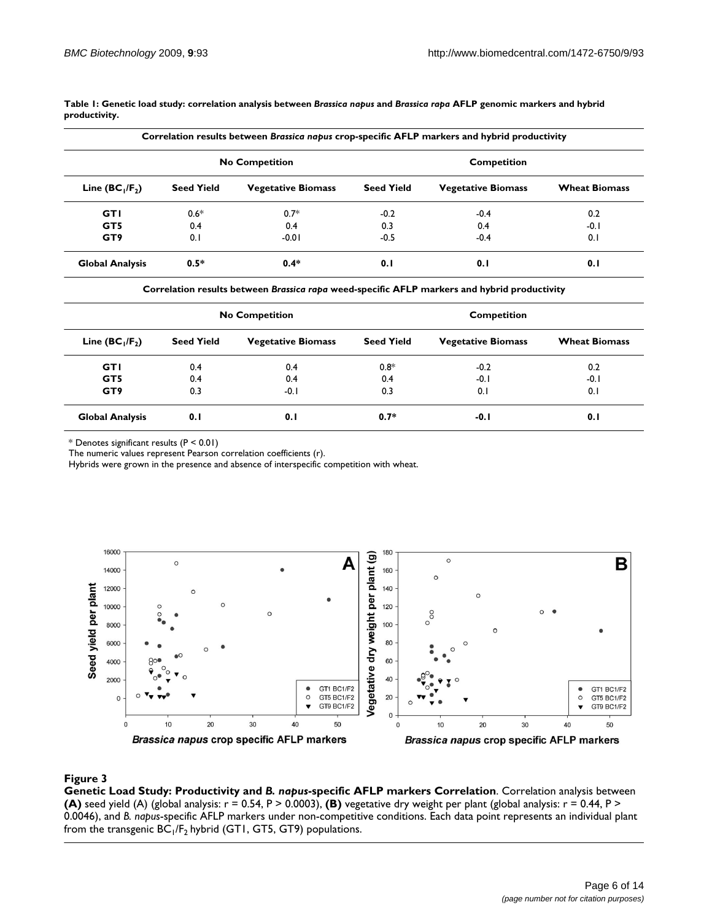**Table 1: Genetic load study: correlation analysis between *Brassica napus* and *Brassica rapa* AFLP genomic markers and hybrid productivity.**

| Correlation results between *Brassica napus* crop-specific AFLP markers and hybrid productivity | | | | | |
|---|---|---|---|---|---|
| | No Competition | | Competition | | |
| Line ($BC_1/F_2$) | Seed Yield | Vegetative Biomass | Seed Yield | Vegetative Biomass | Wheat Biomass |
| GT1 | 0.6* | 0.7* | -0.2 | -0.4 | 0.2 |
| GT5 | 0.4 | 0.4 | 0.3 | 0.4 | -0.1 |
| GT9 | 0.1 | -0.01 | -0.5 | -0.4 | 0.1 |
| **Global Analysis** | **0.5*** | **0.4*** | **0.1** | **0.1** | **0.1** |

| Correlation results between *Brassica rapa* weed-specific AFLP markers and hybrid productivity | | | | | |
|---|---|---|---|---|---|
| | No Competition | | Competition | | |
| Line ($BC_1/F_2$) | Seed Yield | Vegetative Biomass | Seed Yield | Vegetative Biomass | Wheat Biomass |
| GT1 | 0.4 | 0.4 | 0.8* | -0.2 | 0.2 |
| GT5 | 0.4 | 0.4 | 0.4 | -0.1 | -0.1 |
| GT9 | 0.3 | -0.1 | 0.3 | 0.1 | 0.1 |
| **Global Analysis** | **0.1** | **0.1** | **0.7*** | **-0.1** | **0.1** |

* Denotes significant results ($P < 0.01$)
The numeric values represent Pearson correlation coefficients (r).
Hybrids were grown in the presence and absence of interspecific competition with wheat.

**Figure 3**
**Genetic Load Study: Productivity and *B. napus*-specific AFLP markers Correlation**. Correlation analysis between **(A)** seed yield (A) (global analysis: $r = 0.54$, $P > 0.0003$), **(B)** vegetative dry weight per plant (global analysis: $r = 0.44$, $P > 0.0046$), and *B. napus*-specific AFLP markers under non-competitive conditions. Each data point represents an individual plant from the transgenic $BC_1/F_2$ hybrid (GT1, GT5, GT9) populations.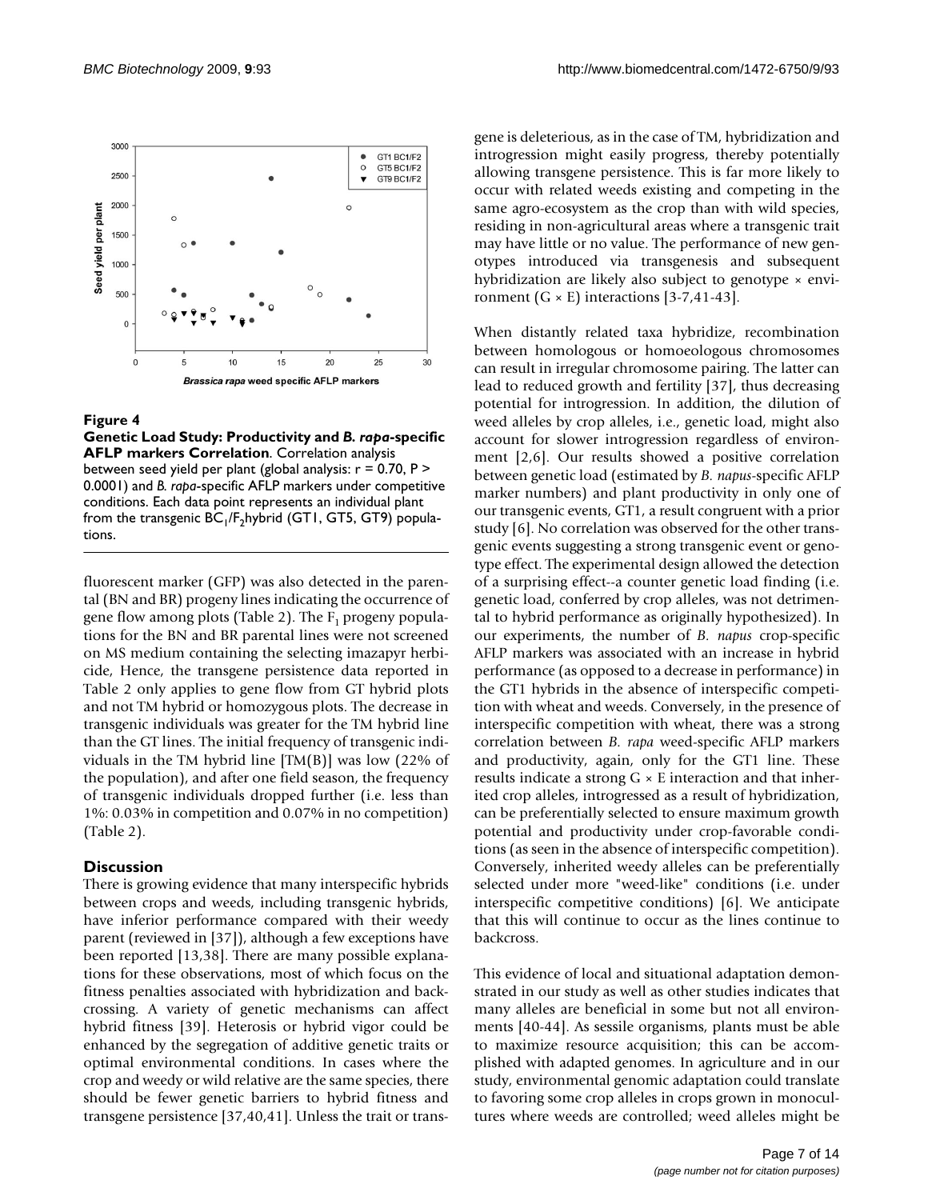**Figure 4**

**Genetic Load Study: Productivity and *B. rapa*-specific AFLP markers Correlation**. Correlation analysis between seed yield per plant (global analysis: r = 0.70, P > 0.0001) and *B. rapa*-specific AFLP markers under competitive conditions. Each data point represents an individual plant from the transgenic $BC_1/F_2$hybrid (GT1, GT5, GT9) populations.

fluorescent marker (GFP) was also detected in the parental (BN and BR) progeny lines indicating the occurrence of gene flow among plots (Table 2). The $F_1$ progeny populations for the BN and BR parental lines were not screened on MS medium containing the selecting imazapyr herbicide, Hence, the transgene persistence data reported in Table 2 only applies to gene flow from GT hybrid plots and not TM hybrid or homozygous plots. The decrease in transgenic individuals was greater for the TM hybrid line than the GT lines. The initial frequency of transgenic individuals in the TM hybrid line [TM(B)] was low (22% of the population), and after one field season, the frequency of transgenic individuals dropped further (i.e. less than 1%: 0.03% in competition and 0.07% in no competition) (Table 2).

## Discussion

There is growing evidence that many interspecific hybrids between crops and weeds, including transgenic hybrids, have inferior performance compared with their weedy parent (reviewed in [37]), although a few exceptions have been reported [13,38]. There are many possible explanations for these observations, most of which focus on the fitness penalties associated with hybridization and backcrossing. A variety of genetic mechanisms can affect hybrid fitness [39]. Heterosis or hybrid vigor could be enhanced by the segregation of additive genetic traits or optimal environmental conditions. In cases where the crop and weedy or wild relative are the same species, there should be fewer genetic barriers to hybrid fitness and transgene persistence [37,40,41]. Unless the trait or transgene is deleterious, as in the case of TM, hybridization and introgression might easily progress, thereby potentially allowing transgene persistence. This is far more likely to occur with related weeds existing and competing in the same agro-ecosystem as the crop than with wild species, residing in non-agricultural areas where a transgenic trait may have little or no value. The performance of new genotypes introduced via transgenesis and subsequent hybridization are likely also subject to genotype × environment (G × E) interactions [3-7,41-43].

When distantly related taxa hybridize, recombination between homologous or homoeologous chromosomes can result in irregular chromosome pairing. The latter can lead to reduced growth and fertility [37], thus decreasing potential for introgression. In addition, the dilution of weed alleles by crop alleles, i.e., genetic load, might also account for slower introgression regardless of environment [2,6]. Our results showed a positive correlation between genetic load (estimated by *B. napus*-specific AFLP marker numbers) and plant productivity in only one of our transgenic events, GT1, a result congruent with a prior study [6]. No correlation was observed for the other transgenic events suggesting a strong transgenic event or genotype effect. The experimental design allowed the detection of a surprising effect--a counter genetic load finding (i.e. genetic load, conferred by crop alleles, was not detrimental to hybrid performance as originally hypothesized). In our experiments, the number of *B. napus* crop-specific AFLP markers was associated with an increase in hybrid performance (as opposed to a decrease in performance) in the GT1 hybrids in the absence of interspecific competition with wheat and weeds. Conversely, in the presence of interspecific competition with wheat, there was a strong correlation between *B. rapa* weed-specific AFLP markers and productivity, again, only for the GT1 line. These results indicate a strong G × E interaction and that inherited crop alleles, introgressed as a result of hybridization, can be preferentially selected to ensure maximum growth potential and productivity under crop-favorable conditions (as seen in the absence of interspecific competition). Conversely, inherited weedy alleles can be preferentially selected under more "weed-like" conditions (i.e. under interspecific competitive conditions) [6]. We anticipate that this will continue to occur as the lines continue to backcross.

This evidence of local and situational adaptation demonstrated in our study as well as other studies indicates that many alleles are beneficial in some but not all environments [40-44]. As sessile organisms, plants must be able to maximize resource acquisition; this can be accomplished with adapted genomes. In agriculture and in our study, environmental genomic adaptation could translate to favoring some crop alleles in crops grown in monocultures where weeds are controlled; weed alleles might be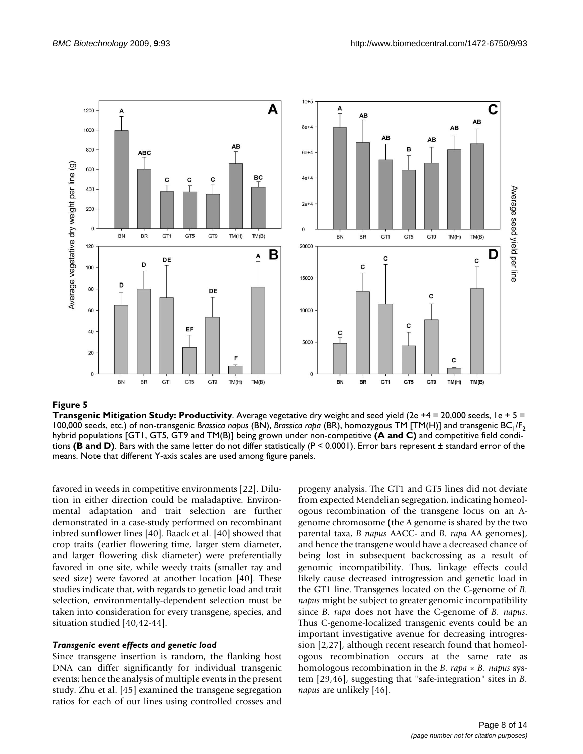**Figure 5**

**Transgenic Mitigation Study: Productivity**. Average vegetative dry weight and seed yield (2e +4 = 20,000 seeds, 1e + 5 = 100,000 seeds, etc.) of non-transgenic *Brassica napus* (BN), *Brassica rapa* (BR), homozygous TM [TM(H)] and transgenic $BC_1/F_2$ hybrid populations [GT1, GT5, GT9 and TM(B)] being grown under non-competitive **(A and C)** and competitive field conditions **(B and D)**. Bars with the same letter do not differ statistically ($P < 0.0001$). Error bars represent ± standard error of the means. Note that different Y-axis scales are used among figure panels.

favored in weeds in competitive environments [22]. Dilution in either direction could be maladaptive. Environmental adaptation and trait selection are further demonstrated in a case-study performed on recombinant inbred sunflower lines [40]. Baack et al. [40] showed that crop traits (earlier flowering time, larger stem diameter, and larger flowering disk diameter) were preferentially favored in one site, while weedy traits (smaller ray and seed size) were favored at another location [40]. These studies indicate that, with regards to genetic load and trait selection, environmentally-dependent selection must be taken into consideration for every transgene, species, and situation studied [40,42-44].

### *Transgenic event effects and genetic load*

Since transgene insertion is random, the flanking host DNA can differ significantly for individual transgenic events; hence the analysis of multiple events in the present study. Zhu et al. [45] examined the transgene segregation ratios for each of our lines using controlled crosses and progeny analysis. The GT1 and GT5 lines did not deviate from expected Mendelian segregation, indicating homeologous recombination of the transgene locus on an A-genome chromosome (the A genome is shared by the two parental taxa, *B napus* AACC- and *B. rapa* AA genomes), and hence the transgene would have a decreased chance of being lost in subsequent backcrossing as a result of genomic incompatibility. Thus, linkage effects could likely cause decreased introgression and genetic load in the GT1 line. Transgenes located on the C-genome of *B. napus* might be subject to greater genomic incompatibility since *B. rapa* does not have the C-genome of *B. napus*. Thus C-genome-localized transgenic events could be an important investigative avenue for decreasing introgression [2,27], although recent research found that homeologous recombination occurs at the same rate as homologous recombination in the *B. rapa* × *B. napus* system [29,46], suggesting that "safe-integration" sites in *B. napus* are unlikely [46].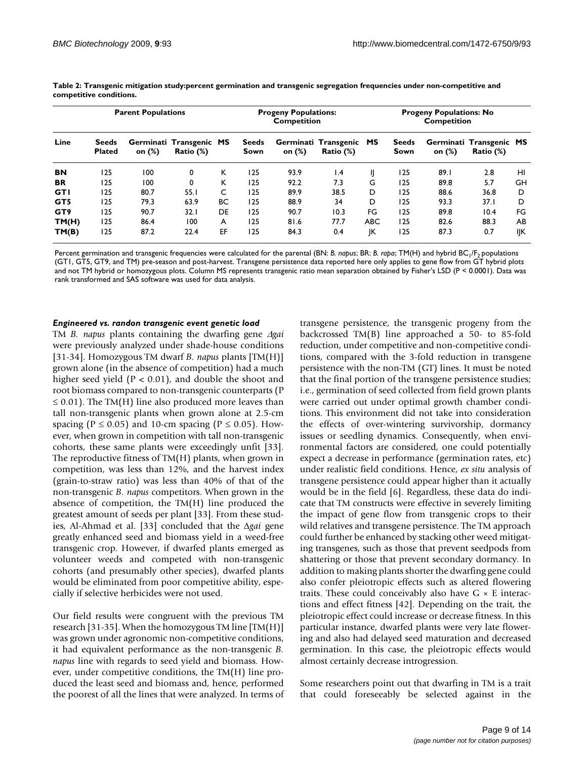**Table 2: Transgenic mitigation study:percent germination and transgenic segregation frequencies under non-competitive and competitive conditions.**

| Parent Populations | | | | | Progeny Populations: Competition | | | | Progeny Populations: No Competition | | | |
|---|---|---|---|---|---|---|---|---|---|---|---|---|
| Line | Seeds Plated | Germination (%) | Transgenic Ratio (%) | MS | Seeds Sown | Germination (%) | Transgenic Ratio (%) | MS | Seeds Sown | Germination (%) | Transgenic Ratio (%) | MS |
| BN | 125 | 100 | 0 | K | 125 | 93.9 | 1.4 | IJ | 125 | 89.1 | 2.8 | HI |
| BR | 125 | 100 | 0 | K | 125 | 92.2 | 7.3 | G | 125 | 89.8 | 5.7 | GH |
| GT1 | 125 | 80.7 | 55.1 | C | 125 | 89.9 | 38.5 | D | 125 | 88.6 | 36.8 | D |
| GT5 | 125 | 79.3 | 63.9 | BC | 125 | 88.9 | 34 | D | 125 | 93.3 | 37.1 | D |
| GT9 | 125 | 90.7 | 32.1 | DE | 125 | 90.7 | 10.3 | FG | 125 | 89.8 | 10.4 | FG |
| TM(H) | 125 | 86.4 | 100 | A | 125 | 81.6 | 77.7 | ABC | 125 | 82.6 | 88.3 | AB |
| TM(B) | 125 | 87.2 | 22.4 | EF | 125 | 84.3 | 0.4 | JK | 125 | 87.3 | 0.7 | IJK |

Percent germination and transgenic frequencies were calculated for the parental (BN: *B. napus*; BR: *B. rapa*; TM(H) and hybrid $BC_1/F_2$ populations (GT1, GT5, GT9, and TM) pre-season and post-harvest. Transgene persistence data reported here only applies to gene flow from GT hybrid plots and not TM hybrid or homozygous plots. Column MS represents transgenic ratio mean separation obtained by Fisher's LSD ($P < 0.0001$). Data was rank transformed and SAS software was used for data analysis.

### *Engineered vs. randon transgenic event genetic load*

TM *B. napus* plants containing the dwarfing gene *Δgai* were previously analyzed under shade-house conditions [31-34]. Homozygous TM dwarf *B. napus* plants [TM(H)] grown alone (in the absence of competition) had a much higher seed yield ($P < 0.01$), and double the shoot and root biomass compared to non-transgenic counterparts ($P \leq 0.01$). The TM(H) line also produced more leaves than tall non-transgenic plants when grown alone at 2.5-cm spacing ($P \leq 0.05$) and 10-cm spacing ($P \leq 0.05$). However, when grown in competition with tall non-transgenic cohorts, these same plants were exceedingly unfit [33]. The reproductive fitness of TM(H) plants, when grown in competition, was less than 12%, and the harvest index (grain-to-straw ratio) was less than 40% of that of the non-transgenic *B. napus* competitors. When grown in the absence of competition, the TM(H) line produced the greatest amount of seeds per plant [33]. From these studies, Al-Ahmad et al. [33] concluded that the Δ*gai* gene greatly enhanced seed and biomass yield in a weed-free transgenic crop. However, if dwarfed plants emerged as volunteer weeds and competed with non-transgenic cohorts (and presumably other species), dwarfed plants would be eliminated from poor competitive ability, especially if selective herbicides were not used.

Our field results were congruent with the previous TM research [31-35]. When the homozygous TM line [TM(H)] was grown under agronomic non-competitive conditions, it had equivalent performance as the non-transgenic *B. napus* line with regards to seed yield and biomass. However, under competitive conditions, the TM(H) line produced the least seed and biomass and, hence, performed the poorest of all the lines that were analyzed. In terms of transgene persistence, the transgenic progeny from the backcrossed TM(B) line approached a 50- to 85-fold reduction, under competitive and non-competitive conditions, compared with the 3-fold reduction in transgene persistence with the non-TM (GT) lines. It must be noted that the final portion of the transgene persistence studies; i.e., germination of seed collected from field grown plants were carried out under optimal growth chamber conditions. This environment did not take into consideration the effects of over-wintering survivorship, dormancy issues or seedling dynamics. Consequently, when environmental factors are considered, one could potentially expect a decrease in performance (germination rates, etc) under realistic field conditions. Hence, *ex situ* analysis of transgene persistence could appear higher than it actually would be in the field [6]. Regardless, these data do indicate that TM constructs were effective in severely limiting the impact of gene flow from transgenic crops to their wild relatives and transgene persistence. The TM approach could further be enhanced by stacking other weed mitigating transgenes, such as those that prevent seedpods from shattering or those that prevent secondary dormancy. In addition to making plants shorter the dwarfing gene could also confer pleiotropic effects such as altered flowering traits. These could conceivably also have G × E interactions and effect fitness [42]. Depending on the trait, the pleiotropic effect could increase or decrease fitness. In this particular instance, dwarfed plants were very late flowering and also had delayed seed maturation and decreased germination. In this case, the pleiotropic effects would almost certainly decrease introgression.

Some researchers point out that dwarfing in TM is a trait that could foreseeably be selected against in the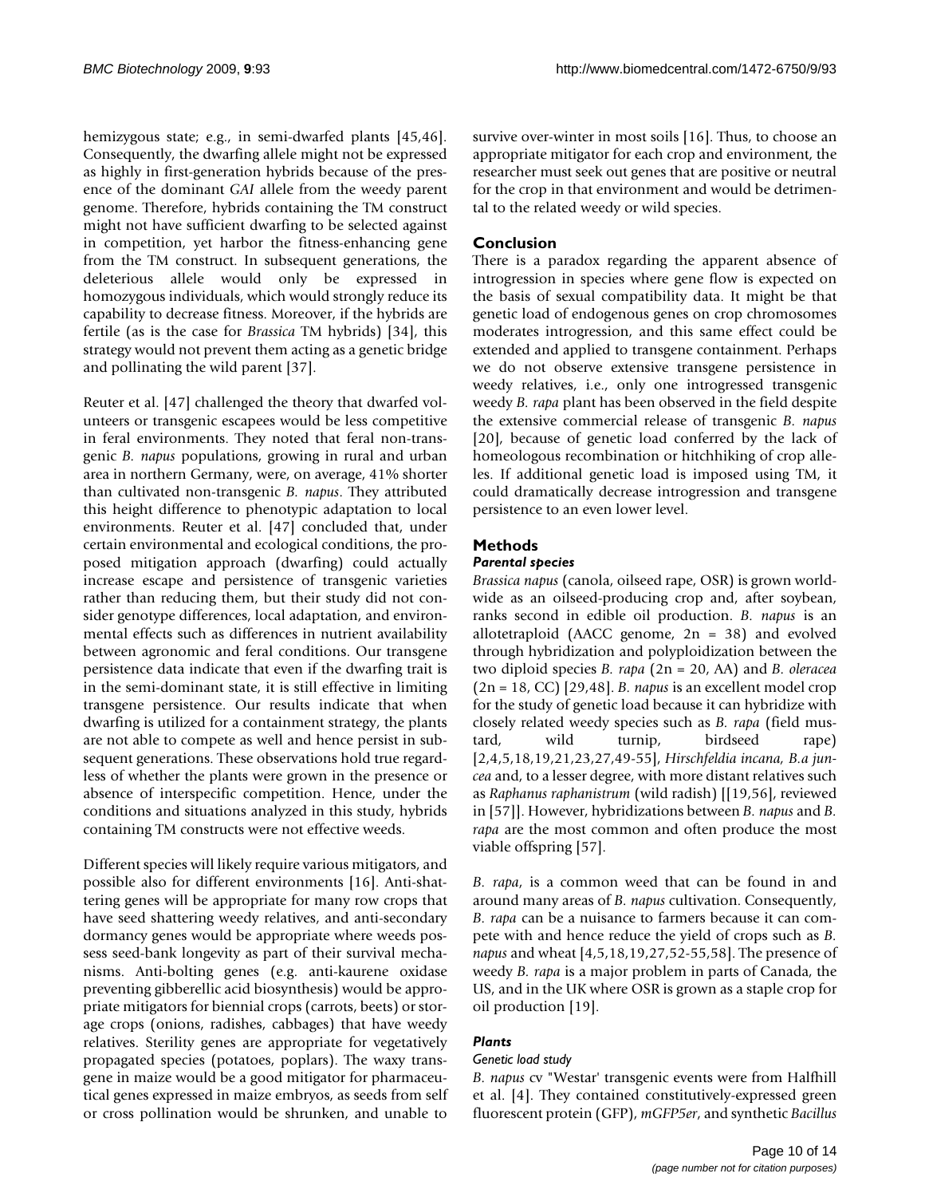hemizygous state; e.g., in semi-dwarfed plants [45,46]. Consequently, the dwarfing allele might not be expressed as highly in first-generation hybrids because of the presence of the dominant *GAI* allele from the weedy parent genome. Therefore, hybrids containing the TM construct might not have sufficient dwarfing to be selected against in competition, yet harbor the fitness-enhancing gene from the TM construct. In subsequent generations, the deleterious allele would only be expressed in homozygous individuals, which would strongly reduce its capability to decrease fitness. Moreover, if the hybrids are fertile (as is the case for *Brassica* TM hybrids) [34], this strategy would not prevent them acting as a genetic bridge and pollinating the wild parent [37].

Reuter et al. [47] challenged the theory that dwarfed volunteers or transgenic escapees would be less competitive in feral environments. They noted that feral non-transgenic *B. napus* populations, growing in rural and urban area in northern Germany, were, on average, 41% shorter than cultivated non-transgenic *B. napus*. They attributed this height difference to phenotypic adaptation to local environments. Reuter et al. [47] concluded that, under certain environmental and ecological conditions, the proposed mitigation approach (dwarfing) could actually increase escape and persistence of transgenic varieties rather than reducing them, but their study did not consider genotype differences, local adaptation, and environmental effects such as differences in nutrient availability between agronomic and feral conditions. Our transgene persistence data indicate that even if the dwarfing trait is in the semi-dominant state, it is still effective in limiting transgene persistence. Our results indicate that when dwarfing is utilized for a containment strategy, the plants are not able to compete as well and hence persist in subsequent generations. These observations hold true regardless of whether the plants were grown in the presence or absence of interspecific competition. Hence, under the conditions and situations analyzed in this study, hybrids containing TM constructs were not effective weeds.

Different species will likely require various mitigators, and possible also for different environments [16]. Anti-shattering genes will be appropriate for many row crops that have seed shattering weedy relatives, and anti-secondary dormancy genes would be appropriate where weeds possess seed-bank longevity as part of their survival mechanisms. Anti-bolting genes (e.g. anti-kaurene oxidase preventing gibberellic acid biosynthesis) would be appropriate mitigators for biennial crops (carrots, beets) or storage crops (onions, radishes, cabbages) that have weedy relatives. Sterility genes are appropriate for vegetatively propagated species (potatoes, poplars). The waxy transgene in maize would be a good mitigator for pharmaceutical genes expressed in maize embryos, as seeds from self or cross pollination would be shrunken, and unable to survive over-winter in most soils [16]. Thus, to choose an appropriate mitigator for each crop and environment, the researcher must seek out genes that are positive or neutral for the crop in that environment and would be detrimental to the related weedy or wild species.

## Conclusion

There is a paradox regarding the apparent absence of introgression in species where gene flow is expected on the basis of sexual compatibility data. It might be that genetic load of endogenous genes on crop chromosomes moderates introgression, and this same effect could be extended and applied to transgene containment. Perhaps we do not observe extensive transgene persistence in weedy relatives, i.e., only one introgressed transgenic weedy *B. rapa* plant has been observed in the field despite the extensive commercial release of transgenic *B. napus* [20], because of genetic load conferred by the lack of homeologous recombination or hitchhiking of crop alleles. If additional genetic load is imposed using TM, it could dramatically decrease introgression and transgene persistence to an even lower level.

## Methods

### Parental species

*Brassica napus* (canola, oilseed rape, OSR) is grown worldwide as an oilseed-producing crop and, after soybean, ranks second in edible oil production. *B. napus* is an allotetraploid (AACC genome, 2n = 38) and evolved through hybridization and polyploidization between the two diploid species *B. rapa* (2n = 20, AA) and *B. oleracea* (2n = 18, CC) [29,48]. *B. napus* is an excellent model crop for the study of genetic load because it can hybridize with closely related weedy species such as *B. rapa* (field mustard, wild turnip, birdseed rape) [2,4,5,18,19,21,23,27,49-55], *Hirschfeldia incana, B.a juncea* and, to a lesser degree, with more distant relatives such as *Raphanus raphanistrum* (wild radish) [[19,56], reviewed in [57]]. However, hybridizations between *B. napus* and *B. rapa* are the most common and often produce the most viable offspring [57].

*B. rapa*, is a common weed that can be found in and around many areas of *B. napus* cultivation. Consequently, *B. rapa* can be a nuisance to farmers because it can compete with and hence reduce the yield of crops such as *B. napus* and wheat [4,5,18,19,27,52-55,58]. The presence of weedy *B. rapa* is a major problem in parts of Canada, the US, and in the UK where OSR is grown as a staple crop for oil production [19].

### Plants

#### Genetic load study

*B. napus* cv "Westar' transgenic events were from Halfhill et al. [4]. They contained constitutively-expressed green fluorescent protein (GFP), *mGFP5er*, and synthetic *Bacillus*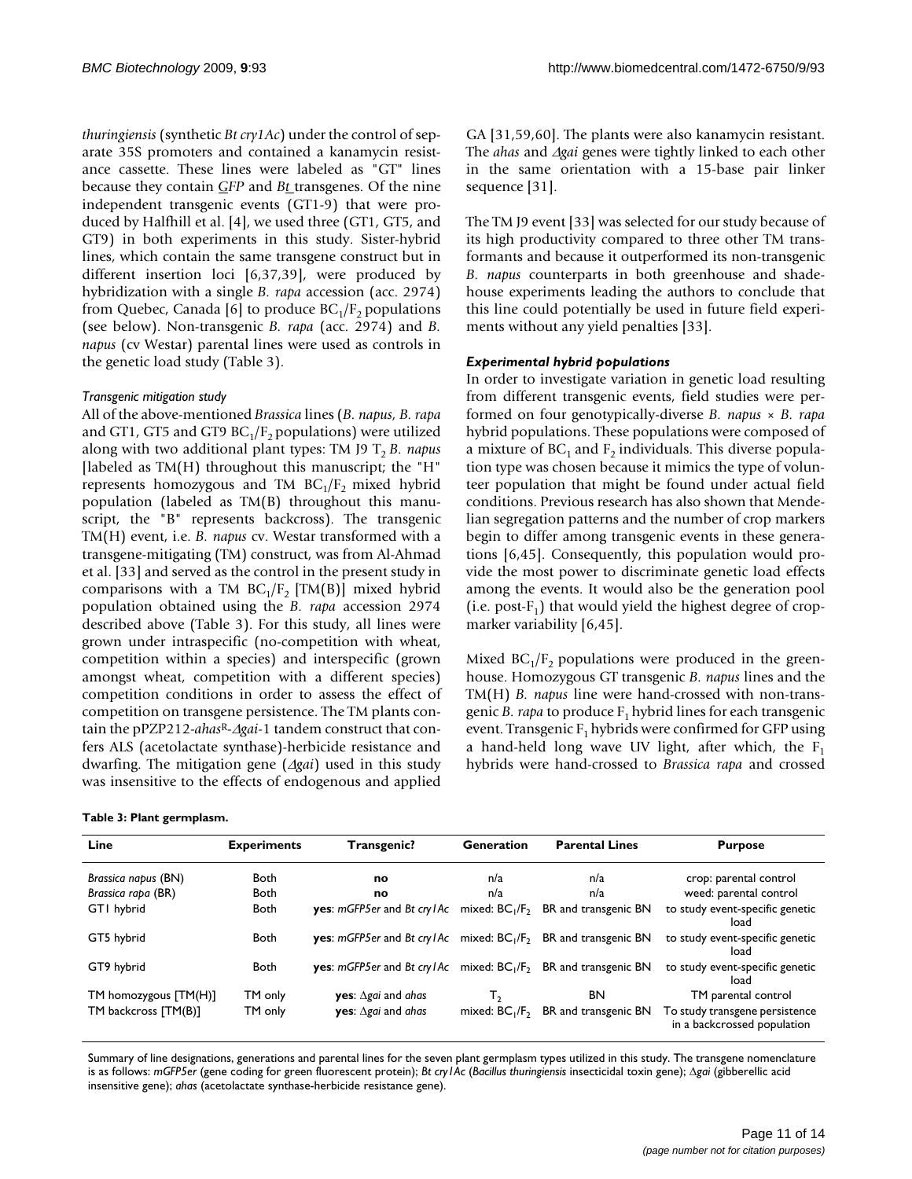*thuringiensis* (synthetic *Bt cry1Ac*) under the control of separate 35S promoters and contained a kanamycin resistance cassette. These lines were labeled as "GT" lines because they contain GFP and Bt transgenes. Of the nine independent transgenic events (GT1-9) that were produced by Halfhill et al. [4], we used three (GT1, GT5, and GT9) in both experiments in this study. Sister-hybrid lines, which contain the same transgene construct but in different insertion loci [6,37,39], were produced by hybridization with a single *B. rapa* accession (acc. 2974) from Quebec, Canada [6] to produce $BC_1/F_2$ populations (see below). Non-transgenic *B. rapa* (acc. 2974) and *B. napus* (cv Westar) parental lines were used as controls in the genetic load study (Table 3).

#### *Transgenic mitigation study*

All of the above-mentioned *Brassica* lines (*B. napus, B. rapa* and GT1, GT5 and GT9 $BC_1/F_2$ populations) were utilized along with two additional plant types: TM J9 $T_2$ *B. napus* [labeled as TM(H) throughout this manuscript; the "H" represents homozygous and TM $BC_1/F_2$ mixed hybrid population (labeled as TM(B) throughout this manuscript, the "B" represents backcross). The transgenic TM(H) event, i.e. *B. napus* cv. Westar transformed with a transgene-mitigating (TM) construct, was from Al-Ahmad et al. [33] and served as the control in the present study in comparisons with a TM $BC_1/F_2$ [TM(B)] mixed hybrid population obtained using the *B. rapa* accession 2974 described above (Table 3). For this study, all lines were grown under intraspecific (no-competition with wheat, competition within a species) and interspecific (grown amongst wheat, competition with a different species) competition conditions in order to assess the effect of competition on transgene persistence. The TM plants contain the pPZP212-*ahas*$^R$-*Δgai*-1 tandem construct that confers ALS (acetolactate synthase)-herbicide resistance and dwarfing. The mitigation gene (*Δgai*) used in this study was insensitive to the effects of endogenous and applied GA [31,59,60]. The plants were also kanamycin resistant. The *ahas* and *Δgai* genes were tightly linked to each other in the same orientation with a 15-base pair linker sequence [31].

The TM J9 event [33] was selected for our study because of its high productivity compared to three other TM transformants and because it outperformed its non-transgenic *B. napus* counterparts in both greenhouse and shadehouse experiments leading the authors to conclude that this line could potentially be used in future field experiments without any yield penalties [33].

### *Experimental hybrid populations*

In order to investigate variation in genetic load resulting from different transgenic events, field studies were performed on four genotypically-diverse *B. napus* × *B. rapa* hybrid populations. These populations were composed of a mixture of $BC_1$ and $F_2$ individuals. This diverse population type was chosen because it mimics the type of volunteer population that might be found under actual field conditions. Previous research has also shown that Mendelian segregation patterns and the number of crop markers begin to differ among transgenic events in these generations [6,45]. Consequently, this population would provide the most power to discriminate genetic load effects among the events. It would also be the generation pool (i.e. post-$F_1$) that would yield the highest degree of crop-marker variability [6,45].

Mixed $BC_1/F_2$ populations were produced in the greenhouse. Homozygous GT transgenic *B. napus* lines and the TM(H) *B. napus* line were hand-crossed with non-transgenic *B. rapa* to produce $F_1$ hybrid lines for each transgenic event. Transgenic $F_1$ hybrids were confirmed for GFP using a hand-held long wave UV light, after which, the $F_1$ hybrids were hand-crossed to *Brassica rapa* and crossed

**Table 3: Plant germplasm.**

| Line | Experiments | Transgenic? | Generation | Parental Lines | Purpose |
|---|---|---|---|---|---|
| *Brassica napus* (BN) | Both | **no** | n/a | n/a | crop: parental control |
| *Brassica rapa* (BR) | Both | **no** | n/a | n/a | weed: parental control |
| GT1 hybrid | Both | **yes**: *mGFP5er* and *Bt cry1Ac* | mixed: $BC_1/F_2$ | BR and transgenic BN | to study event-specific genetic load |
| GT5 hybrid | Both | **yes**: *mGFP5er* and *Bt cry1Ac* | mixed: $BC_1/F_2$ | BR and transgenic BN | to study event-specific genetic load |
| GT9 hybrid | Both | **yes**: *mGFP5er* and *Bt cry1Ac* | mixed: $BC_1/F_2$ | BR and transgenic BN | to study event-specific genetic load |
| TM homozygous [TM(H)] | TM only | **yes**: Δ*gai* and *ahas* | $T_2$ | BN | TM parental control |
| TM backcross [TM(B)] | TM only | **yes**: Δ*gai* and *ahas* | mixed: $BC_1/F_2$ | BR and transgenic BN | To study transgene persistence in a backcrossed population |

Summary of line designations, generations and parental lines for the seven plant germplasm types utilized in this study. The transgene nomenclature is as follows: *mGFP5er* (gene coding for green fluorescent protein); *Bt cry1Ac* (*Bacillus thuringiensis* insecticidal toxin gene); Δ*gai* (gibberellic acid insensitive gene); *ahas* (acetolactate synthase-herbicide resistance gene).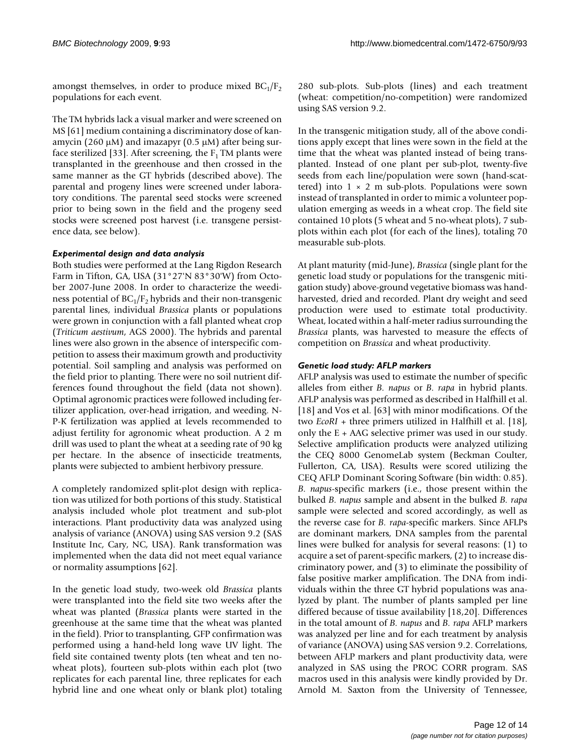amongst themselves, in order to produce mixed $BC_1/F_2$ populations for each event.

The TM hybrids lack a visual marker and were screened on MS [61] medium containing a discriminatory dose of kanamycin (260 μM) and imazapyr (0.5 μM) after being surface sterilized [33]. After screening, the $F_1$ TM plants were transplanted in the greenhouse and then crossed in the same manner as the GT hybrids (described above). The parental and progeny lines were screened under laboratory conditions. The parental seed stocks were screened prior to being sown in the field and the progeny seed stocks were screened post harvest (i.e. transgene persistence data, see below).

### *Experimental design and data analysis*

Both studies were performed at the Lang Rigdon Research Farm in Tifton, GA, USA (31°27'N 83°30'W) from October 2007-June 2008. In order to characterize the weediness potential of $BC_1/F_2$ hybrids and their non-transgenic parental lines, individual *Brassica* plants or populations were grown in conjunction with a fall planted wheat crop (*Triticum aestivum*, AGS 2000). The hybrids and parental lines were also grown in the absence of interspecific competition to assess their maximum growth and productivity potential. Soil sampling and analysis was performed on the field prior to planting. There were no soil nutrient differences found throughout the field (data not shown). Optimal agronomic practices were followed including fertilizer application, over-head irrigation, and weeding. N-P-K fertilization was applied at levels recommended to adjust fertility for agronomic wheat production. A 2 m drill was used to plant the wheat at a seeding rate of 90 kg per hectare. In the absence of insecticide treatments, plants were subjected to ambient herbivory pressure.

A completely randomized split-plot design with replication was utilized for both portions of this study. Statistical analysis included whole plot treatment and sub-plot interactions. Plant productivity data was analyzed using analysis of variance (ANOVA) using SAS version 9.2 (SAS Institute Inc, Cary, NC, USA). Rank transformation was implemented when the data did not meet equal variance or normality assumptions [62].

In the genetic load study, two-week old *Brassica* plants were transplanted into the field site two weeks after the wheat was planted (*Brassica* plants were started in the greenhouse at the same time that the wheat was planted in the field). Prior to transplanting, GFP confirmation was performed using a hand-held long wave UV light. The field site contained twenty plots (ten wheat and ten no-wheat plots), fourteen sub-plots within each plot (two replicates for each parental line, three replicates for each hybrid line and one wheat only or blank plot) totaling 280 sub-plots. Sub-plots (lines) and each treatment (wheat: competition/no-competition) were randomized using SAS version 9.2.

In the transgenic mitigation study, all of the above conditions apply except that lines were sown in the field at the time that the wheat was planted instead of being transplanted. Instead of one plant per sub-plot, twenty-five seeds from each line/population were sown (hand-scattered) into 1 × 2 m sub-plots. Populations were sown instead of transplanted in order to mimic a volunteer population emerging as weeds in a wheat crop. The field site contained 10 plots (5 wheat and 5 no-wheat plots), 7 sub-plots within each plot (for each of the lines), totaling 70 measurable sub-plots.

At plant maturity (mid-June), *Brassica* (single plant for the genetic load study or populations for the transgenic mitigation study) above-ground vegetative biomass was hand-harvested, dried and recorded. Plant dry weight and seed production were used to estimate total productivity. Wheat, located within a half-meter radius surrounding the *Brassica* plants, was harvested to measure the effects of competition on *Brassica* and wheat productivity.

### *Genetic load study: AFLP markers*

AFLP analysis was used to estimate the number of specific alleles from either *B. napus* or *B. rapa* in hybrid plants. AFLP analysis was performed as described in Halfhill et al. [18] and Vos et al. [63] with minor modifications. Of the two *EcoRI* + three primers utilized in Halfhill et al. [18], only the E + AAG selective primer was used in our study. Selective amplification products were analyzed utilizing the CEQ 8000 GenomeLab system (Beckman Coulter, Fullerton, CA, USA). Results were scored utilizing the CEQ AFLP Dominant Scoring Software (bin width: 0.85). *B. napus*-specific markers (i.e., those present within the bulked *B. napus* sample and absent in the bulked *B. rapa* sample were selected and scored accordingly, as well as the reverse case for *B. rapa*-specific markers. Since AFLPs are dominant markers, DNA samples from the parental lines were bulked for analysis for several reasons: (1) to acquire a set of parent-specific markers, (2) to increase discriminatory power, and (3) to eliminate the possibility of false positive marker amplification. The DNA from individuals within the three GT hybrid populations was analyzed by plant. The number of plants sampled per line differed because of tissue availability [18,20]. Differences in the total amount of *B. napus* and *B. rapa* AFLP markers was analyzed per line and for each treatment by analysis of variance (ANOVA) using SAS version 9.2. Correlations, between AFLP markers and plant productivity data, were analyzed in SAS using the PROC CORR program. SAS macros used in this analysis were kindly provided by Dr. Arnold M. Saxton from the University of Tennessee,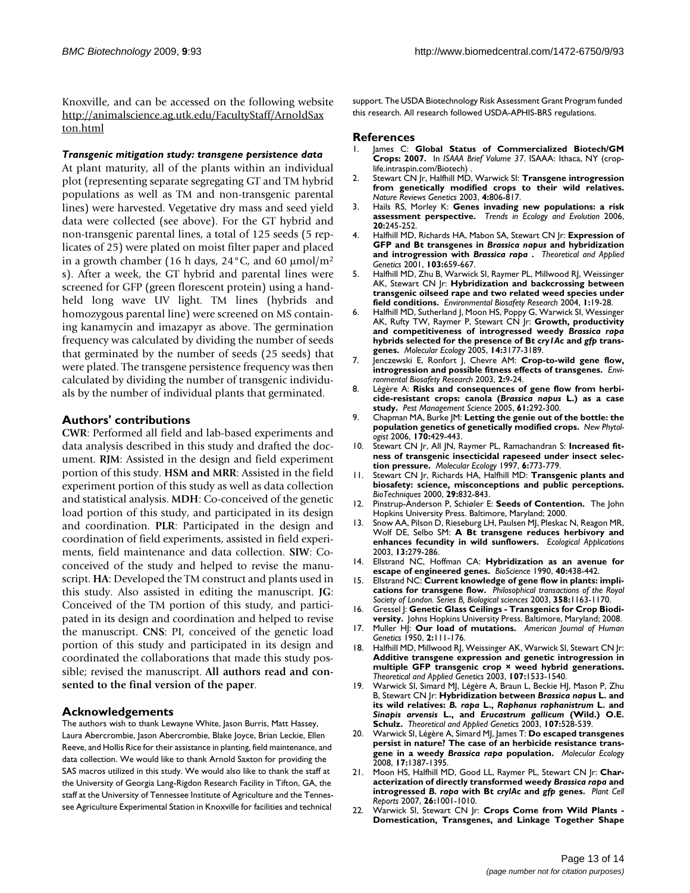Knoxville, and can be accessed on the following website http://animalscience.ag.utk.edu/FacultyStaff/ArnoldSaxton.html

#### *Transgenic mitigation study: transgene persistence data*

At plant maturity, all of the plants within an individual plot (representing separate segregating GT and TM hybrid populations as well as TM and non-transgenic parental lines) were harvested. Vegetative dry mass and seed yield data were collected (see above). For the GT hybrid and non-transgenic parental lines, a total of 125 seeds (5 replicates of 25) were plated on moist filter paper and placed in a growth chamber (16 h days, 24°C, and 60 μmol/m$^2$ s). After a week, the GT hybrid and parental lines were screened for GFP (green florescent protein) using a hand-held long wave UV light. TM lines (hybrids and homozygous parental line) were screened on MS containing kanamycin and imazapyr as above. The germination frequency was calculated by dividing the number of seeds that germinated by the number of seeds (25 seeds) that were plated. The transgene persistence frequency was then calculated by dividing the number of transgenic individuals by the number of individual plants that germinated.

## Authors' contributions

**CWR**: Performed all field and lab-based experiments and data analysis described in this study and drafted the document. **RJM**: Assisted in the design and field experiment portion of this study. **HSM and MRR**: Assisted in the field experiment portion of this study as well as data collection and statistical analysis. **MDH**: Co-conceived of the genetic load portion of this study, and participated in its design and coordination. **PLR**: Participated in the design and coordination of field experiments, assisted in field experiments, field maintenance and data collection. **SIW**: Co-conceived of the study and helped to revise the manuscript. **HA**: Developed the TM construct and plants used in this study. Also assisted in editing the manuscript. **JG**: Conceived of the TM portion of this study, and participated in its design and coordination and helped to revise the manuscript. **CNS**: PI, conceived of the genetic load portion of this study and participated in its design and coordinated the collaborations that made this study possible; revised the manuscript. **All authors read and consented to the final version of the paper**.

## Acknowledgements

The authors wish to thank Lewayne White, Jason Burris, Matt Hassey, Laura Abercrombie, Jason Abercrombie, Blake Joyce, Brian Leckie, Ellen Reeve, and Hollis Rice for their assistance in planting, field maintenance, and data collection. We would like to thank Arnold Saxton for providing the SAS macros utilized in this study. We would also like to thank the staff at the University of Georgia Lang-Rigdon Research Facility in Tifton, GA, the staff at the University of Tennessee Institute of Agriculture and the Tennessee Agriculture Experimental Station in Knoxville for facilities and technical support. The USDA Biotechnology Risk Assessment Grant Program funded this research. All research followed USDA-APHIS-BRS regulations.

## References

1. James C: **Global Status of Commercialized Biotech/GM Crops: 2007.** In *ISAAA Brief Volume 37*. ISAAA: Ithaca, NY (crop-life.intraspin.com/Biotech) .
2. Stewart CN Jr, Halfhill MD, Warwick SI: **Transgene introgression from genetically modified crops to their wild relatives.** *Nature Reviews Genetics* 2003, **4:**806-817.
3. Hails RS, Morley K: **Genes invading new populations: a risk assessment perspective.** *Trends in Ecology and Evolution* 2006, **20:**245-252.
4. Halfhill MD, Richards HA, Mabon SA, Stewart CN Jr: **Expression of GFP and Bt transgenes in *Brassica napus* and hybridization and introgression with *Brassica rapa* .** *Theoretical and Applied Genetics* 2001, **103:**659-667.
5. Halfhill MD, Zhu B, Warwick SI, Raymer PL, Millwood RJ, Weissinger AK, Stewart CN Jr: **Hybridization and backcrossing between transgenic oilseed rape and two related weed species under field conditions.** *Environmental Biosafety Research* 2004, **1:**19-28.
6. Halfhill MD, Sutherland J, Moon HS, Poppy G, Warwick SI, Wessinger AK, Rufty TW, Raymer P, Stewart CN Jr: **Growth, productivity and competitiveness of introgressed weedy *Brassica rapa* hybrids selected for the presence of Bt *cry1Ac* and *gfp* transgenes.** *Molecular Ecology* 2005, **14:**3177-3189.
7. Jenczewski E, Ronfort J, Chevre AM: **Crop-to-wild gene flow, introgression and possible fitness effects of transgenes.** *Environmental Biosafety Research* 2003, **2:**9-24.
8. Légère A: **Risks and consequences of gene flow from herbicide-resistant crops: canola (*Brassica napus* L.) as a case study.** *Pest Management Science* 2005, **61:**292-300.
9. Chapman MA, Burke JM: **Letting the genie out of the bottle: the population genetics of genetically modified crops.** *New Phytologist* 2006, **170:**429-443.
10. Stewart CN Jr, All JN, Raymer PL, Ramachandran S: **Increased fitness of transgenic insecticidal rapeseed under insect selection pressure.** *Molecular Ecology* 1997, **6:**773-779.
11. Stewart CN Jr, Richards HA, Halfhill MD: **Transgenic plants and biosafety: science, misconceptions and public perceptions.** *BioTechniques* 2000, **29:**832-843.
12. Pinstrup-Anderson P, Schiøler E: **Seeds of Contention.** The John Hopkins University Press. Baltimore, Maryland; 2000.
13. Snow AA, Pilson D, Rieseburg LH, Paulsen MJ, Pleskac N, Reagon MR, Wolf DE, Selbo SM: **A Bt transgene reduces herbivory and enhances fecundity in wild sunflowers.** *Ecological Applications* 2003, **13:**279-286.
14. Ellstrand NC, Hoffman CA: **Hybridization as an avenue for escape of engineered genes.** *BioScience* 1990, **40:**438-442.
15. Ellstrand NC: **Current knowledge of gene flow in plants: implications for transgene flow.** *Philosophical transactions of the Royal Society of London. Series B, Biological sciences* 2003, **358:**1163-1170.
16. Gressel J: **Genetic Glass Ceilings - Transgenics for Crop Biodiversity.** Johns Hopkins University Press. Baltimore, Maryland; 2008.
17. Muller HJ: **Our load of mutations.** *American Journal of Human Genetics* 1950, **2:**111-176.
18. Halfhill MD, Millwood RJ, Weissinger AK, Warwick SI, Stewart CN Jr: **Additive transgene expression and genetic introgression in multiple GFP transgenic crop × weed hybrid generations.** *Theoretical and Applied Genetics* 2003, **107:**1533-1540.
19. Warwick SI, Simard MJ, Légère A, Braun L, Beckie HJ, Mason P, Zhu B, Stewart CN Jr: **Hybridization between *Brassica napus* L. and its wild relatives: *B. rapa* L., *Raphanus raphanistrum* L. and *Sinapis arvensis* L., and *Erucastrum gallicum* (Wild.) O.E. Schulz.** *Theoretical and Applied Genetics* 2003, **107:**528-539.
20. Warwick SI, Légère A, Simard MJ, James T: **Do escaped transgenes persist in nature? The case of an herbicide resistance transgene in a weedy *Brassica rapa* population.** *Molecular Ecology* 2008, **17:**1387-1395.
21. Moon HS, Halfhill MD, Good LL, Raymer PL, Stewart CN Jr: **Characterization of directly transformed weedy *Brassica rapa* and introgressed *B. rapa* with Bt *cryIAc* and *gfp* genes.** *Plant Cell Reports* 2007, **26:**1001-1010.
22. Warwick SI, Stewart CN Jr: **Crops Come from Wild Plants - Domestication, Transgenes, and Linkage Together Shape**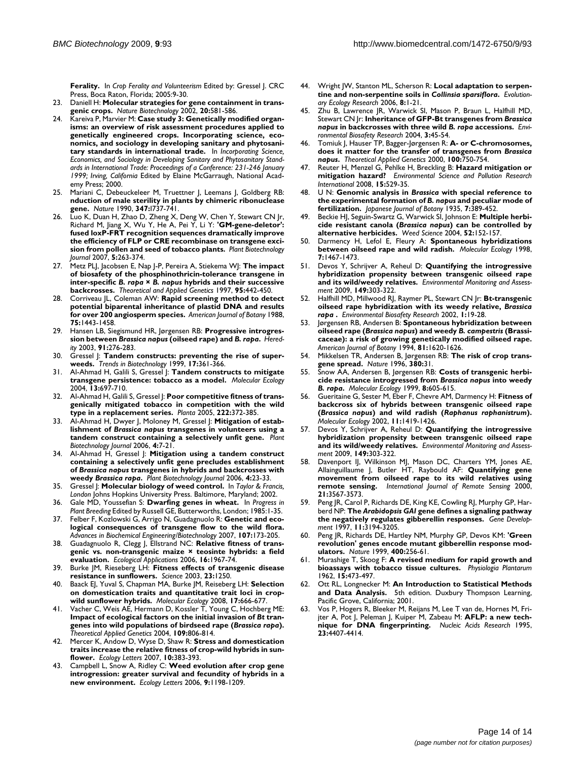**Ferality.** In *Crop Ferality and Volunteerism* Edited by: Gressel J. CRC Press, Boca Raton, Florida; 2005:9-30.

23. Daniell H: **Molecular strategies for gene containment in transgenic crops.** *Nature Biotechnology* 2002, **20:**581-586.
24. Kareiva P, Marvier M: **Case study 3: Genetically modified organisms: an overview of risk assessment procedures applied to genetically engineered crops. Incorporating science, economics, and sociology in developing sanitary and phytosanitary standards in international trade.** In *Incorporating Science, Economics, and Sociology in Developing Sanitary and Phytosanitary Standards in International Trade: Proceedings of a Conference: 231-246 January 1999; Irving, California* Edited by Elaine McGarraugh, National Academy Press; 2000.
25. Mariani C, Debeuckeleer M, Truettner J, Leemans J, Goldberg RB: **nduction of male sterility in plants by chimeric ribonuclease gene.** *Nature* 1990, **347:**l737-741.
26. Luo K, Duan H, Zhao D, Zheng X, Deng W, Chen Y, Stewart CN Jr, Richard M, Jiang X, Wu Y, He A, Pei Y, Li Y: **'GM-gene-deletor': fused loxP-FRT recognition sequences dramatically improve the efficiency of FLP or CRE recombinase on transgene excision from pollen and seed of tobacco plants.** *Plant Biotechnology Journal* 2007, **5:**263-374.
27. Metz PLJ, Jacobsen E, Nap J-P, Pereira A, Stiekema WJ: **The impact of biosafety of the phosphinothricin-tolerance transgene in inter-specific *B. rapa* × *B. napus* hybrids and their successive backcrosses.** *Theoretical and Applied Genetics* 1997, **95:**442-450.
28. Corriveau JL, Coleman AW: **Rapid screening method to detect potential biparental inheritance of plastid DNA and results for over 200 angiosperm species.** *American Journal of Botany* 1988, **75:**1443-1458.
29. Hansen LB, Siegismund HR, Jørgensen RB: **Progressive introgression between *Brassica napus* (oilseed rape) and *B. rapa*.** *Heredity* 2003, **91:**276-283.
30. Gressel J: **Tandem constructs: preventing the rise of superweeds.** *Trends in Biotechnology* 1999, **17:**361-366.
31. Al-Ahmad H, Galili S, Gressel J: **Tandem constructs to mitigate transgene persistence: tobacco as a model.** *Molecular Ecology* 2004, **13:**697-710.
32. Al-Ahmad H, Galili S, Gressel J: **Poor competitive fitness of transgenically mitigated tobacco in competition with the wild type in a replacement series.** *Planta* 2005, **222:**372-385.
33. Al-Ahmad H, Dwyer J, Moloney M, Gressel J: **Mitigation of establishment of *Brassica napus* transgenes in volunteers using a tandem construct containing a selectively unfit gene.** *Plant Biotechnology Journal* 2006, **4:**7-21.
34. Al-Ahmad H, Gressel J: **Mitigation using a tandem construct containing a selectively unfit gene precludes establishment of *Brassica napus* transgenes in hybrids and backcrosses with weedy *Brassica rapa*.** *Plant Biotechnology Journal* 2006, **4:**23-33.
35. Gressel J: **Molecular biology of weed control.** In *Taylor & Francis, London* Johns Hopkins University Press. Baltimore, Maryland; 2002.
36. Gale MD, Youssefian S: **Dwarfing genes in wheat.** In *Progress in Plant Breeding* Edited by Russell GE, Butterworths, London; 1985:1-35.
37. Felber F, Kozlowski G, Arrigo N, Guadagnuolo R: **Genetic and ecological consequences of transgene flow to the wild flora.** *Advances in Biochemical Engineering/Biotechnology* 2007, **107:**173-205.
38. Guadagnuolo R, Clegg J, Ellstrand NC: **Relative fitness of transgenic vs. non-transgenic maize × teosinte hybrids: a field evaluation.** *Ecological Applications* 2006, **16:**1967-74.
39. Burke JM, Rieseberg LH: **Fitness effects of transgenic disease resistance in sunflowers.** *Science* 2003, **23:**1250.
40. Baack EJ, Yuval S, Chapman MA, Burke JM, Reiseberg LH: **Selection on domestication traits and quantitative trait loci in crop-wild sunflower hybrids.** *Molecular Ecology* 2008, **17:**666-677.
41. Vacher C, Weis AE, Hermann D, Kossler T, Young C, Hochberg ME: **Impact of ecological factors on the initial invasion of *Bt* transgenes into wild populations of birdseed rape (*Brassica rapa*).** *Theoretical Applied Genetics* 2004, **109:**806-814.
42. Mercer K, Andow D, Wyse D, Shaw R: **Stress and domestication traits increase the relative fitness of crop-wild hybrids in sunflower.** *Ecology Letters* 2007, **10:**383-393.
43. Campbell L, Snow A, Ridley C: **Weed evolution after crop gene introgression: greater survival and fecundity of hybrids in a new environment.** *Ecology Letters* 2006, **9:**1198-1209.
44. Wright JW, Stanton ML, Scherson R: **Local adaptation to serpentine and non-serpentine soils in *Collinsia sparsiflora*.** *Evolutionary Ecology Research* 2006, **8:**1-21.
45. Zhu B, Lawrence JR, Warwick SI, Mason P, Braun L, Halfhill MD, Stewart CN Jr: **Inheritance of GFP-Bt transgenes from *Brassica napus* in backcrosses with three wild *B. rapa* accessions.** *Environmental Biosafety Research* 2004, **3:**45-54.
46. Tomiuk J, Hauser TP, Bagger-Jørgensen R: **A- or C-chromosomes, does it matter for the transfer of transgenes from *Brassica napus*.** *Theoretical Applied Genetics* 2000, **100:**750-754.
47. Reuter H, Menzel G, Pehlke H, Breckling B: **Hazard mitigation or mitigation hazard?** *Environmental Science and Pollution Research International* 2008, **15:**529-35.
48. U N: **Genomic analysis in *Brassica* with special reference to the experimental formation of *B. napus* and peculiar mode of fertilization.** *Japanese Journal of Botany* 1935, **7:**389-452.
49. Beckie HJ, Seguin-Swartz G, Warwick SI, Johnson E: **Multiple herbicide resistant canola (*Brassica napus*) can be controlled by alternative herbicides.** *Weed Science* 2004, **52:**152-157.
50. Darmency H, Lefol E, Fleury A: **Spontaneous hybridizations between oilseed rape and wild radish.** *Molecular Ecology* 1998, **7:**1467-1473.
51. Devos Y, Schrijver A, Reheul D: **Quantifying the introgressive hybridization propensity between transgenic oilseed rape and its wild/weedy relatives.** *Environmental Monitoring and Assessment* 2009, **149:**303-322.
52. Halfhill MD, Millwood RJ, Raymer PL, Stewart CN Jr: **Bt-transgenic oilseed rape hybridization with its weedy relative, *Brassica rapa*.** *Environmental Biosafety Research* 2002, **1:**19-28.
53. Jørgensen RB, Andersen B: **Spontaneous hybridization between oilseed rape (*Brassica napus*) and weedy *B. campestris* (Brassicaceae): a risk of growing genetically modified oilseed rape.** *American Journal of Botany* 1994, **81:**1620-1626.
54. Mikkelsen TR, Andersen B, Jørgensen RB: **The risk of crop transgene spread.** *Nature* 1996, **380:**31.
55. Snow AA, Andersen B, Jørgensen RB: **Costs of transgenic herbicide resistance introgressed from *Brassica napus* into weedy *B. rapa*.** *Molecular Ecology* 1999, **8:**605-615.
56. Gueritaine G, Sester M, Eber F, Chevre AM, Darmency H: **Fitness of backcross six of hybrids between transgenic oilseed rape (*Brassica napus*) and wild radish (*Raphanus raphanistrum*).** *Molecular Ecology* 2002, **11:**1419-1426.
57. Devos Y, Schrijver A, Reheul D: **Quantifying the introgressive hybridization propensity between transgenic oilseed rape and its wild/weedy relatives.** *Environmental Monitoring and Assessment* 2009, **149:**303-322.
58. Davenport IJ, Wilkinson MJ, Mason DC, Charters YM, Jones AE, Allainguillaume J, Butler HT, Raybould AF: **Quantifying gene movement from oilseed rape to its wild relatives using remote sensing.** *International Journal of Remote Sensing* 2000, **21:**3567-3573.
59. Peng JR, Carol P, Richards DE, King KE, Cowling RJ, Murphy GP, Harberd NP: **The *Arabidopsis GAI* gene defines a signaling pathway the negatively regulates gibberellin responses.** *Gene Development* 1997, **11:**3194-3205.
60. Peng JR, Richards DE, Hartley NM, Murphy GP, Devos KM: **'Green revolution' genes encode mutant gibberellin response modulators.** *Nature* 1999, **400:**256-61.
61. Murashige T, Skoog F: **A revised medium for rapid growth and bioassays with tobacco tissue cultures.** *Physiologia Plantarum* 1962, **15:**473-497.
62. Ott RL, Longnecker M: **An Introduction to Statistical Methods and Data Analysis.** 5th edition. Duxbury Thompson Learning, Pacific Grove, California; 2001.
63. Vos P, Hogers R, Bleeker M, Reijans M, Lee T van de, Hornes M, Frijter A, Pot J, Peleman J, Kuiper M, Zabeau M: **AFLP: a new technique for DNA fingerprinting.** *Nucleic Acids Research* 1995, **23:**4407-4414.